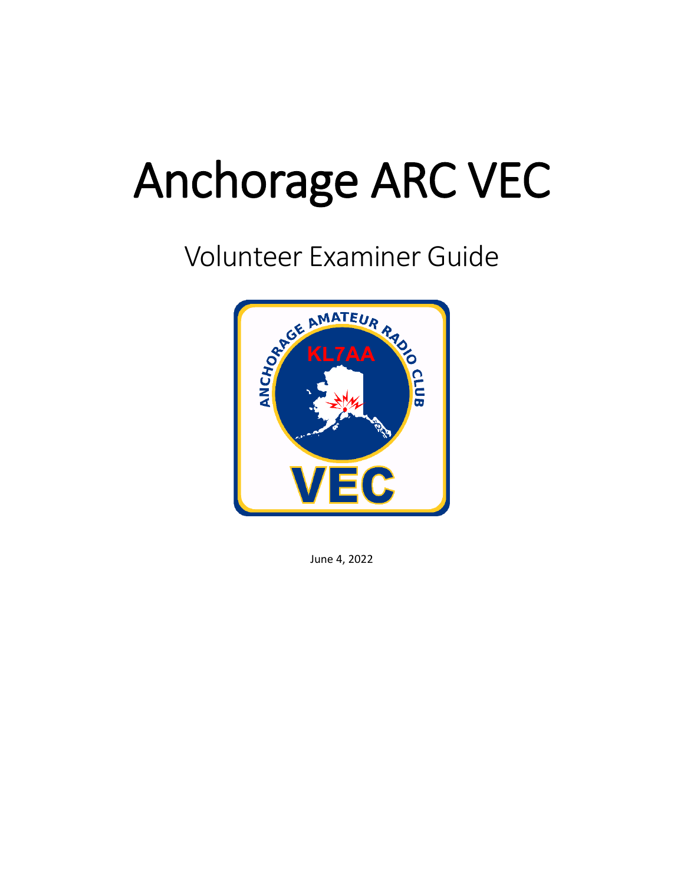# Anchorage ARC VEC

## Volunteer Examiner Guide

June 4, 2022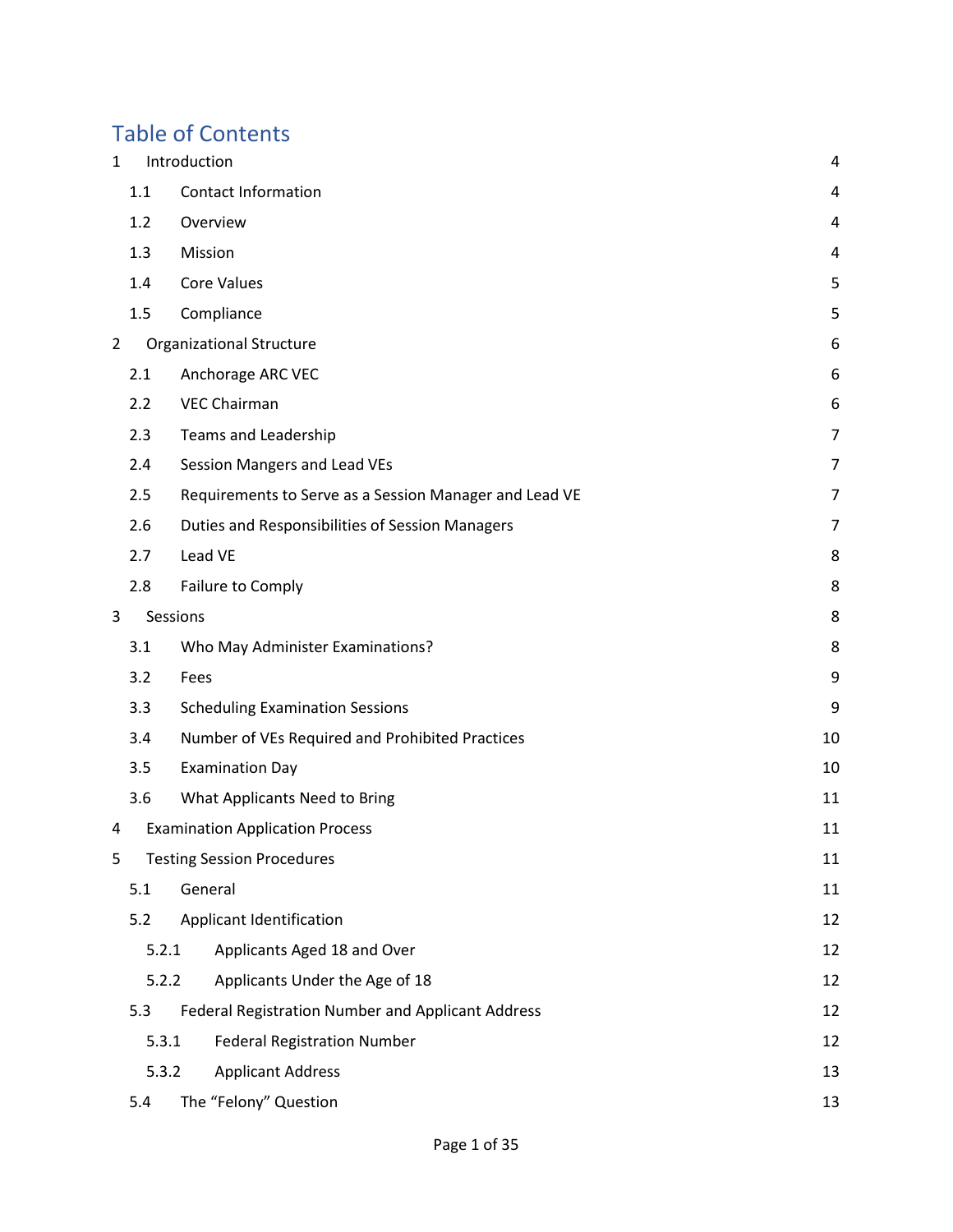# Table of Contents

| | | |
|---|---|---|
| 1 | Introduction | 4 |
| 1.1 | Contact Information | 4 |
| 1.2 | Overview | 4 |
| 1.3 | Mission | 4 |
| 1.4 | Core Values | 5 |
| 1.5 | Compliance | 5 |
| 2 | Organizational Structure | 6 |
| 2.1 | Anchorage ARC VEC | 6 |
| 2.2 | VEC Chairman | 6 |
| 2.3 | Teams and Leadership | 7 |
| 2.4 | Session Mangers and Lead VEs | 7 |
| 2.5 | Requirements to Serve as a Session Manager and Lead VE | 7 |
| 2.6 | Duties and Responsibilities of Session Managers | 7 |
| 2.7 | Lead VE | 8 |
| 2.8 | Failure to Comply | 8 |
| 3 | Sessions | 8 |
| 3.1 | Who May Administer Examinations? | 8 |
| 3.2 | Fees | 9 |
| 3.3 | Scheduling Examination Sessions | 9 |
| 3.4 | Number of VEs Required and Prohibited Practices | 10 |
| 3.5 | Examination Day | 10 |
| 3.6 | What Applicants Need to Bring | 11 |
| 4 | Examination Application Process | 11 |
| 5 | Testing Session Procedures | 11 |
| 5.1 | General | 11 |
| 5.2 | Applicant Identification | 12 |
| 5.2.1 | Applicants Aged 18 and Over | 12 |
| 5.2.2 | Applicants Under the Age of 18 | 12 |
| 5.3 | Federal Registration Number and Applicant Address | 12 |
| 5.3.1 | Federal Registration Number | 12 |
| 5.3.2 | Applicant Address | 13 |
| 5.4 | The "Felony" Question | 13 |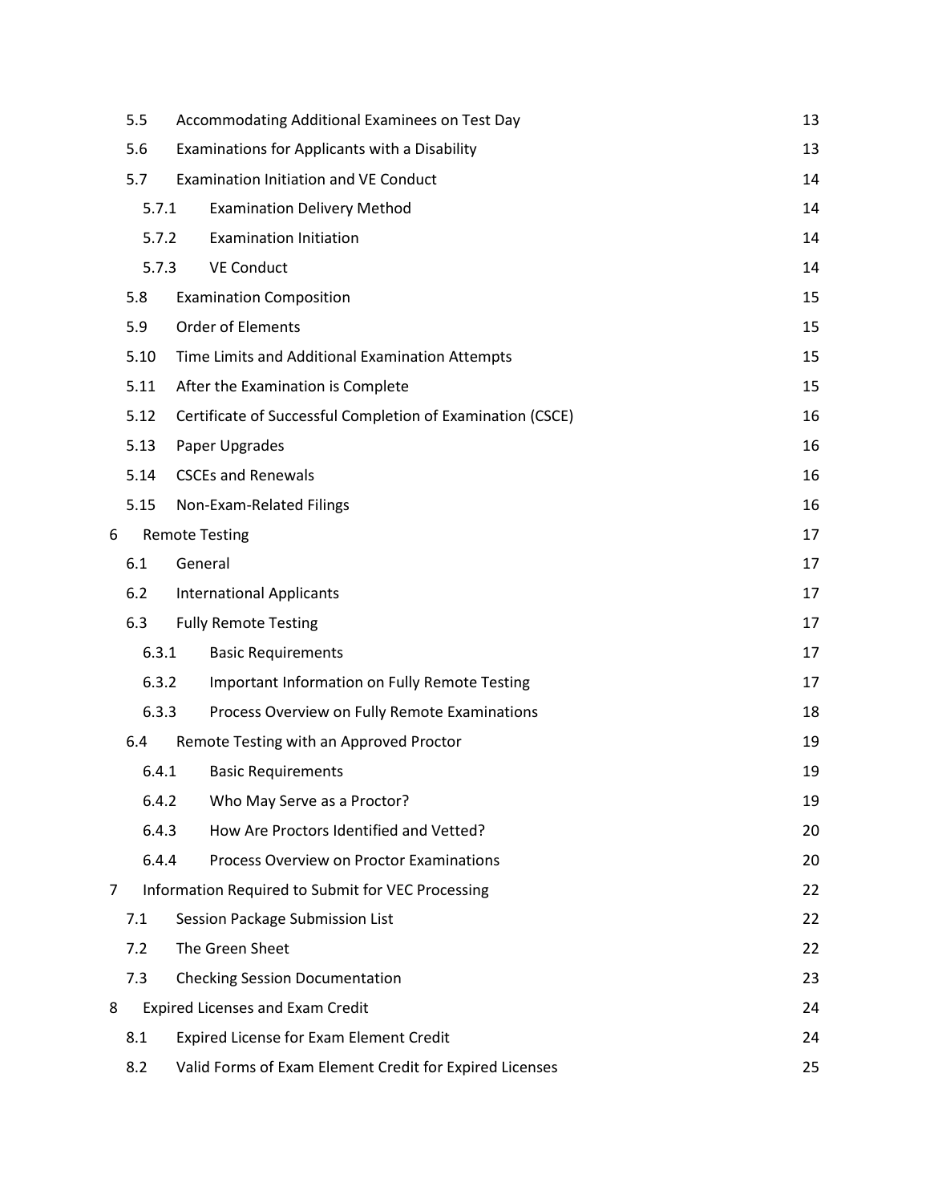| | | |
|---|---|---|
| 5.5 | Accommodating Additional Examinees on Test Day | 13 |
| 5.6 | Examinations for Applicants with a Disability | 13 |
| 5.7 | Examination Initiation and VE Conduct | 14 |
| 5.7.1 | Examination Delivery Method | 14 |
| 5.7.2 | Examination Initiation | 14 |
| 5.7.3 | VE Conduct | 14 |
| 5.8 | Examination Composition | 15 |
| 5.9 | Order of Elements | 15 |
| 5.10 | Time Limits and Additional Examination Attempts | 15 |
| 5.11 | After the Examination is Complete | 15 |
| 5.12 | Certificate of Successful Completion of Examination (CSCE) | 16 |
| 5.13 | Paper Upgrades | 16 |
| 5.14 | CSCEs and Renewals | 16 |
| 5.15 | Non-Exam-Related Filings | 16 |
| 6 | Remote Testing | 17 |
| 6.1 | General | 17 |
| 6.2 | International Applicants | 17 |
| 6.3 | Fully Remote Testing | 17 |
| 6.3.1 | Basic Requirements | 17 |
| 6.3.2 | Important Information on Fully Remote Testing | 17 |
| 6.3.3 | Process Overview on Fully Remote Examinations | 18 |
| 6.4 | Remote Testing with an Approved Proctor | 19 |
| 6.4.1 | Basic Requirements | 19 |
| 6.4.2 | Who May Serve as a Proctor? | 19 |
| 6.4.3 | How Are Proctors Identified and Vetted? | 20 |
| 6.4.4 | Process Overview on Proctor Examinations | 20 |
| 7 | Information Required to Submit for VEC Processing | 22 |
| 7.1 | Session Package Submission List | 22 |
| 7.2 | The Green Sheet | 22 |
| 7.3 | Checking Session Documentation | 23 |
| 8 | Expired Licenses and Exam Credit | 24 |
| 8.1 | Expired License for Exam Element Credit | 24 |
| 8.2 | Valid Forms of Exam Element Credit for Expired Licenses | 25 |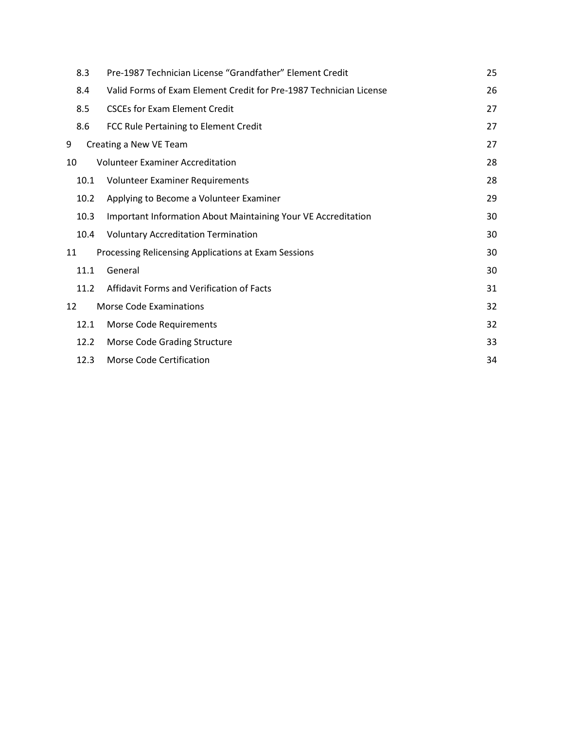| | | |
|---|---|---|
| 8.3 | Pre-1987 Technician License "Grandfather" Element Credit | 25 |
| 8.4 | Valid Forms of Exam Element Credit for Pre-1987 Technician License | 26 |
| 8.5 | CSCEs for Exam Element Credit | 27 |
| 8.6 | FCC Rule Pertaining to Element Credit | 27 |
| 9 | Creating a New VE Team | 27 |
| 10 | Volunteer Examiner Accreditation | 28 |
| 10.1 | Volunteer Examiner Requirements | 28 |
| 10.2 | Applying to Become a Volunteer Examiner | 29 |
| 10.3 | Important Information About Maintaining Your VE Accreditation | 30 |
| 10.4 | Voluntary Accreditation Termination | 30 |
| 11 | Processing Relicensing Applications at Exam Sessions | 30 |
| 11.1 | General | 30 |
| 11.2 | Affidavit Forms and Verification of Facts | 31 |
| 12 | Morse Code Examinations | 32 |
| 12.1 | Morse Code Requirements | 32 |
| 12.2 | Morse Code Grading Structure | 33 |
| 12.3 | Morse Code Certification | 34 |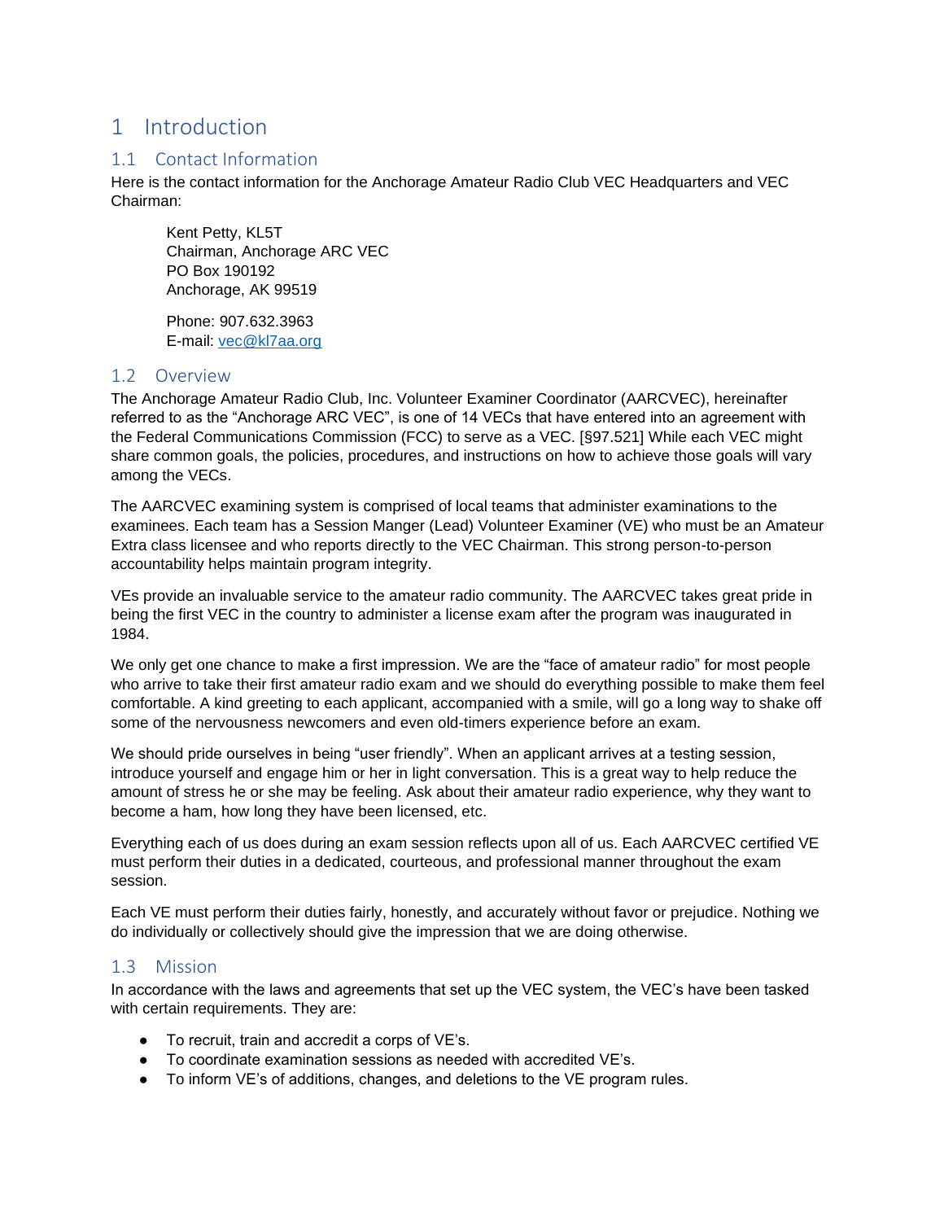# 1 Introduction

## 1.1 Contact Information

Here is the contact information for the Anchorage Amateur Radio Club VEC Headquarters and VEC Chairman:

> Kent Petty, KL5T
> Chairman, Anchorage ARC VEC
> PO Box 190192
> Anchorage, AK 99519
>
> Phone: 907.632.3963
> E-mail: vec@kl7aa.org

## 1.2 Overview

The Anchorage Amateur Radio Club, Inc. Volunteer Examiner Coordinator (AARCVEC), hereinafter referred to as the "Anchorage ARC VEC", is one of 14 VECs that have entered into an agreement with the Federal Communications Commission (FCC) to serve as a VEC. [§97.521] While each VEC might share common goals, the policies, procedures, and instructions on how to achieve those goals will vary among the VECs.

The AARCVEC examining system is comprised of local teams that administer examinations to the examinees. Each team has a Session Manger (Lead) Volunteer Examiner (VE) who must be an Amateur Extra class licensee and who reports directly to the VEC Chairman. This strong person-to-person accountability helps maintain program integrity.

VEs provide an invaluable service to the amateur radio community. The AARCVEC takes great pride in being the first VEC in the country to administer a license exam after the program was inaugurated in 1984.

We only get one chance to make a first impression. We are the "face of amateur radio" for most people who arrive to take their first amateur radio exam and we should do everything possible to make them feel comfortable. A kind greeting to each applicant, accompanied with a smile, will go a long way to shake off some of the nervousness newcomers and even old-timers experience before an exam.

We should pride ourselves in being "user friendly". When an applicant arrives at a testing session, introduce yourself and engage him or her in light conversation. This is a great way to help reduce the amount of stress he or she may be feeling. Ask about their amateur radio experience, why they want to become a ham, how long they have been licensed, etc.

Everything each of us does during an exam session reflects upon all of us. Each AARCVEC certified VE must perform their duties in a dedicated, courteous, and professional manner throughout the exam session.

Each VE must perform their duties fairly, honestly, and accurately without favor or prejudice. Nothing we do individually or collectively should give the impression that we are doing otherwise.

## 1.3 Mission

In accordance with the laws and agreements that set up the VEC system, the VEC's have been tasked with certain requirements. They are:

- To recruit, train and accredit a corps of VE's.
- To coordinate examination sessions as needed with accredited VE's.
- To inform VE's of additions, changes, and deletions to the VE program rules.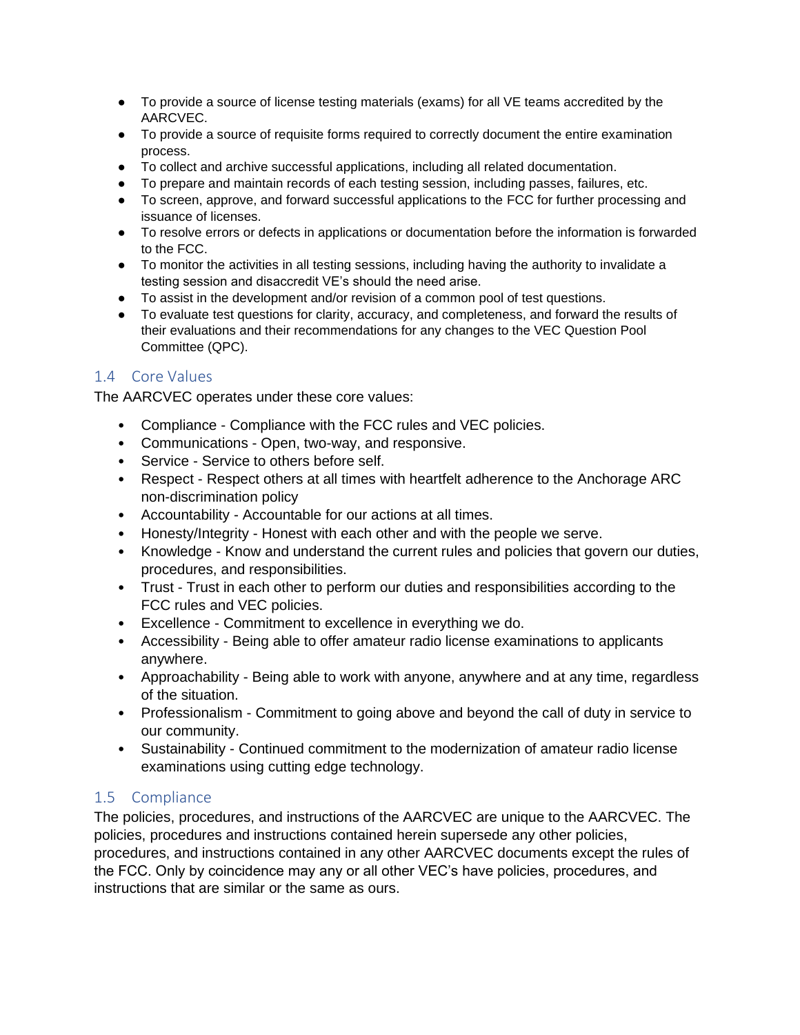- To provide a source of license testing materials (exams) for all VE teams accredited by the AARCVEC.
- To provide a source of requisite forms required to correctly document the entire examination process.
- To collect and archive successful applications, including all related documentation.
- To prepare and maintain records of each testing session, including passes, failures, etc.
- To screen, approve, and forward successful applications to the FCC for further processing and issuance of licenses.
- To resolve errors or defects in applications or documentation before the information is forwarded to the FCC.
- To monitor the activities in all testing sessions, including having the authority to invalidate a testing session and disaccredit VE's should the need arise.
- To assist in the development and/or revision of a common pool of test questions.
- To evaluate test questions for clarity, accuracy, and completeness, and forward the results of their evaluations and their recommendations for any changes to the VEC Question Pool Committee (QPC).

## 1.4 Core Values

The AARCVEC operates under these core values:

- Compliance - Compliance with the FCC rules and VEC policies.
- Communications - Open, two-way, and responsive.
- Service - Service to others before self.
- Respect - Respect others at all times with heartfelt adherence to the Anchorage ARC non-discrimination policy
- Accountability - Accountable for our actions at all times.
- Honesty/Integrity - Honest with each other and with the people we serve.
- Knowledge - Know and understand the current rules and policies that govern our duties, procedures, and responsibilities.
- Trust - Trust in each other to perform our duties and responsibilities according to the FCC rules and VEC policies.
- Excellence - Commitment to excellence in everything we do.
- Accessibility - Being able to offer amateur radio license examinations to applicants anywhere.
- Approachability - Being able to work with anyone, anywhere and at any time, regardless of the situation.
- Professionalism - Commitment to going above and beyond the call of duty in service to our community.
- Sustainability - Continued commitment to the modernization of amateur radio license examinations using cutting edge technology.

## 1.5 Compliance

The policies, procedures, and instructions of the AARCVEC are unique to the AARCVEC. The policies, procedures and instructions contained herein supersede any other policies, procedures, and instructions contained in any other AARCVEC documents except the rules of the FCC. Only by coincidence may any or all other VEC's have policies, procedures, and instructions that are similar or the same as ours.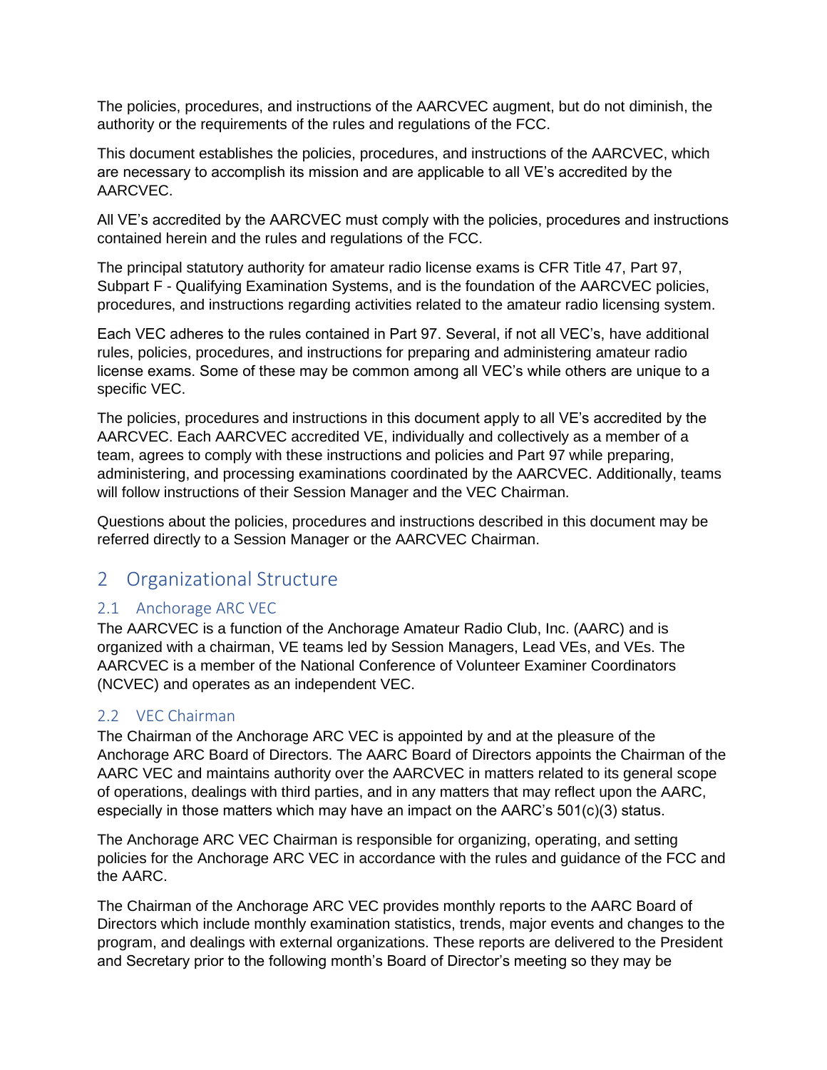The policies, procedures, and instructions of the AARCVEC augment, but do not diminish, the authority or the requirements of the rules and regulations of the FCC.

This document establishes the policies, procedures, and instructions of the AARCVEC, which are necessary to accomplish its mission and are applicable to all VE's accredited by the AARCVEC.

All VE's accredited by the AARCVEC must comply with the policies, procedures and instructions contained herein and the rules and regulations of the FCC.

The principal statutory authority for amateur radio license exams is CFR Title 47, Part 97, Subpart F - Qualifying Examination Systems, and is the foundation of the AARCVEC policies, procedures, and instructions regarding activities related to the amateur radio licensing system.

Each VEC adheres to the rules contained in Part 97. Several, if not all VEC's, have additional rules, policies, procedures, and instructions for preparing and administering amateur radio license exams. Some of these may be common among all VEC's while others are unique to a specific VEC.

The policies, procedures and instructions in this document apply to all VE's accredited by the AARCVEC. Each AARCVEC accredited VE, individually and collectively as a member of a team, agrees to comply with these instructions and policies and Part 97 while preparing, administering, and processing examinations coordinated by the AARCVEC. Additionally, teams will follow instructions of their Session Manager and the VEC Chairman.

Questions about the policies, procedures and instructions described in this document may be referred directly to a Session Manager or the AARCVEC Chairman.

# 2 Organizational Structure

## 2.1 Anchorage ARC VEC

The AARCVEC is a function of the Anchorage Amateur Radio Club, Inc. (AARC) and is organized with a chairman, VE teams led by Session Managers, Lead VEs, and VEs. The AARCVEC is a member of the National Conference of Volunteer Examiner Coordinators (NCVEC) and operates as an independent VEC.

## 2.2 VEC Chairman

The Chairman of the Anchorage ARC VEC is appointed by and at the pleasure of the Anchorage ARC Board of Directors. The AARC Board of Directors appoints the Chairman of the AARC VEC and maintains authority over the AARCVEC in matters related to its general scope of operations, dealings with third parties, and in any matters that may reflect upon the AARC, especially in those matters which may have an impact on the AARC's 501(c)(3) status.

The Anchorage ARC VEC Chairman is responsible for organizing, operating, and setting policies for the Anchorage ARC VEC in accordance with the rules and guidance of the FCC and the AARC.

The Chairman of the Anchorage ARC VEC provides monthly reports to the AARC Board of Directors which include monthly examination statistics, trends, major events and changes to the program, and dealings with external organizations. These reports are delivered to the President and Secretary prior to the following month's Board of Director's meeting so they may be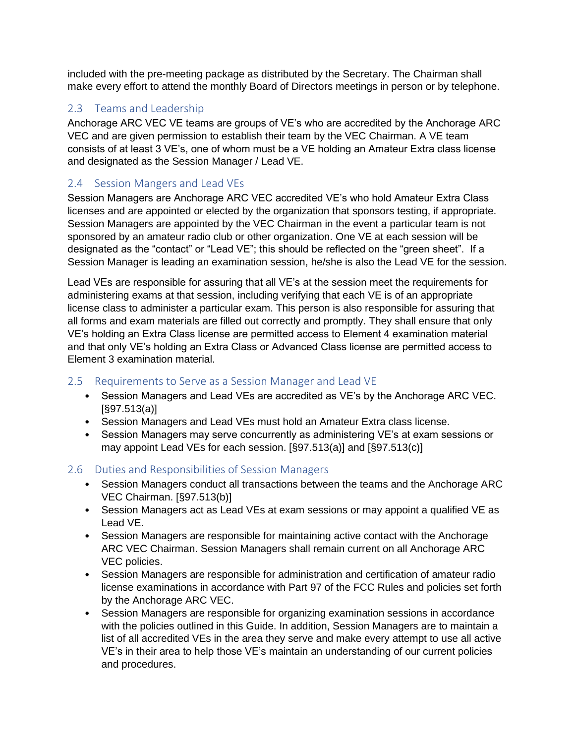included with the pre-meeting package as distributed by the Secretary. The Chairman shall make every effort to attend the monthly Board of Directors meetings in person or by telephone.

## 2.3 Teams and Leadership

Anchorage ARC VEC VE teams are groups of VE's who are accredited by the Anchorage ARC VEC and are given permission to establish their team by the VEC Chairman. A VE team consists of at least 3 VE's, one of whom must be a VE holding an Amateur Extra class license and designated as the Session Manager / Lead VE.

## 2.4 Session Mangers and Lead VEs

Session Managers are Anchorage ARC VEC accredited VE's who hold Amateur Extra Class licenses and are appointed or elected by the organization that sponsors testing, if appropriate. Session Managers are appointed by the VEC Chairman in the event a particular team is not sponsored by an amateur radio club or other organization. One VE at each session will be designated as the "contact" or "Lead VE"; this should be reflected on the "green sheet". If a Session Manager is leading an examination session, he/she is also the Lead VE for the session.

Lead VEs are responsible for assuring that all VE's at the session meet the requirements for administering exams at that session, including verifying that each VE is of an appropriate license class to administer a particular exam. This person is also responsible for assuring that all forms and exam materials are filled out correctly and promptly. They shall ensure that only VE's holding an Extra Class license are permitted access to Element 4 examination material and that only VE's holding an Extra Class or Advanced Class license are permitted access to Element 3 examination material.

## 2.5 Requirements to Serve as a Session Manager and Lead VE

- Session Managers and Lead VEs are accredited as VE's by the Anchorage ARC VEC. [§97.513(a)]
- Session Managers and Lead VEs must hold an Amateur Extra class license.
- Session Managers may serve concurrently as administering VE's at exam sessions or may appoint Lead VEs for each session. [§97.513(a)] and [§97.513(c)]

## 2.6 Duties and Responsibilities of Session Managers

- Session Managers conduct all transactions between the teams and the Anchorage ARC VEC Chairman. [§97.513(b)]
- Session Managers act as Lead VEs at exam sessions or may appoint a qualified VE as Lead VE.
- Session Managers are responsible for maintaining active contact with the Anchorage ARC VEC Chairman. Session Managers shall remain current on all Anchorage ARC VEC policies.
- Session Managers are responsible for administration and certification of amateur radio license examinations in accordance with Part 97 of the FCC Rules and policies set forth by the Anchorage ARC VEC.
- Session Managers are responsible for organizing examination sessions in accordance with the policies outlined in this Guide. In addition, Session Managers are to maintain a list of all accredited VEs in the area they serve and make every attempt to use all active VE's in their area to help those VE's maintain an understanding of our current policies and procedures.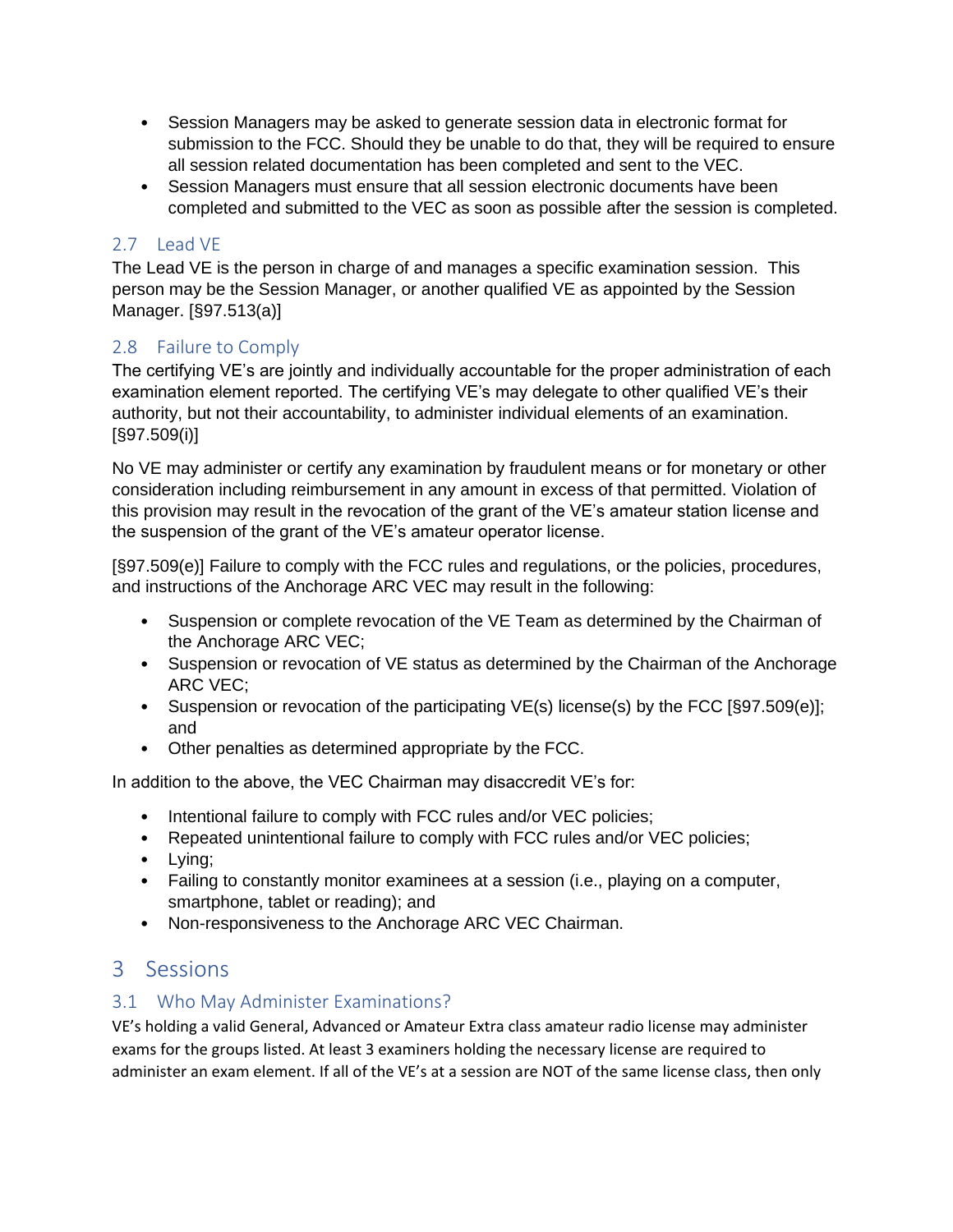- Session Managers may be asked to generate session data in electronic format for submission to the FCC. Should they be unable to do that, they will be required to ensure all session related documentation has been completed and sent to the VEC.
- Session Managers must ensure that all session electronic documents have been completed and submitted to the VEC as soon as possible after the session is completed.

### 2.7 Lead VE

The Lead VE is the person in charge of and manages a specific examination session. This person may be the Session Manager, or another qualified VE as appointed by the Session Manager. [§97.513(a)]

### 2.8 Failure to Comply

The certifying VE's are jointly and individually accountable for the proper administration of each examination element reported. The certifying VE's may delegate to other qualified VE's their authority, but not their accountability, to administer individual elements of an examination. [§97.509(i)]

No VE may administer or certify any examination by fraudulent means or for monetary or other consideration including reimbursement in any amount in excess of that permitted. Violation of this provision may result in the revocation of the grant of the VE's amateur station license and the suspension of the grant of the VE's amateur operator license.

[§97.509(e)] Failure to comply with the FCC rules and regulations, or the policies, procedures, and instructions of the Anchorage ARC VEC may result in the following:

- Suspension or complete revocation of the VE Team as determined by the Chairman of the Anchorage ARC VEC;
- Suspension or revocation of VE status as determined by the Chairman of the Anchorage ARC VEC;
- Suspension or revocation of the participating VE(s) license(s) by the FCC [§97.509(e)]; and
- Other penalties as determined appropriate by the FCC.

In addition to the above, the VEC Chairman may disaccredit VE's for:

- Intentional failure to comply with FCC rules and/or VEC policies;
- Repeated unintentional failure to comply with FCC rules and/or VEC policies;
- Lying;
- Failing to constantly monitor examinees at a session (i.e., playing on a computer, smartphone, tablet or reading); and
- Non-responsiveness to the Anchorage ARC VEC Chairman.

## 3 Sessions

### 3.1 Who May Administer Examinations?

VE's holding a valid General, Advanced or Amateur Extra class amateur radio license may administer exams for the groups listed. At least 3 examiners holding the necessary license are required to administer an exam element. If all of the VE's at a session are NOT of the same license class, then only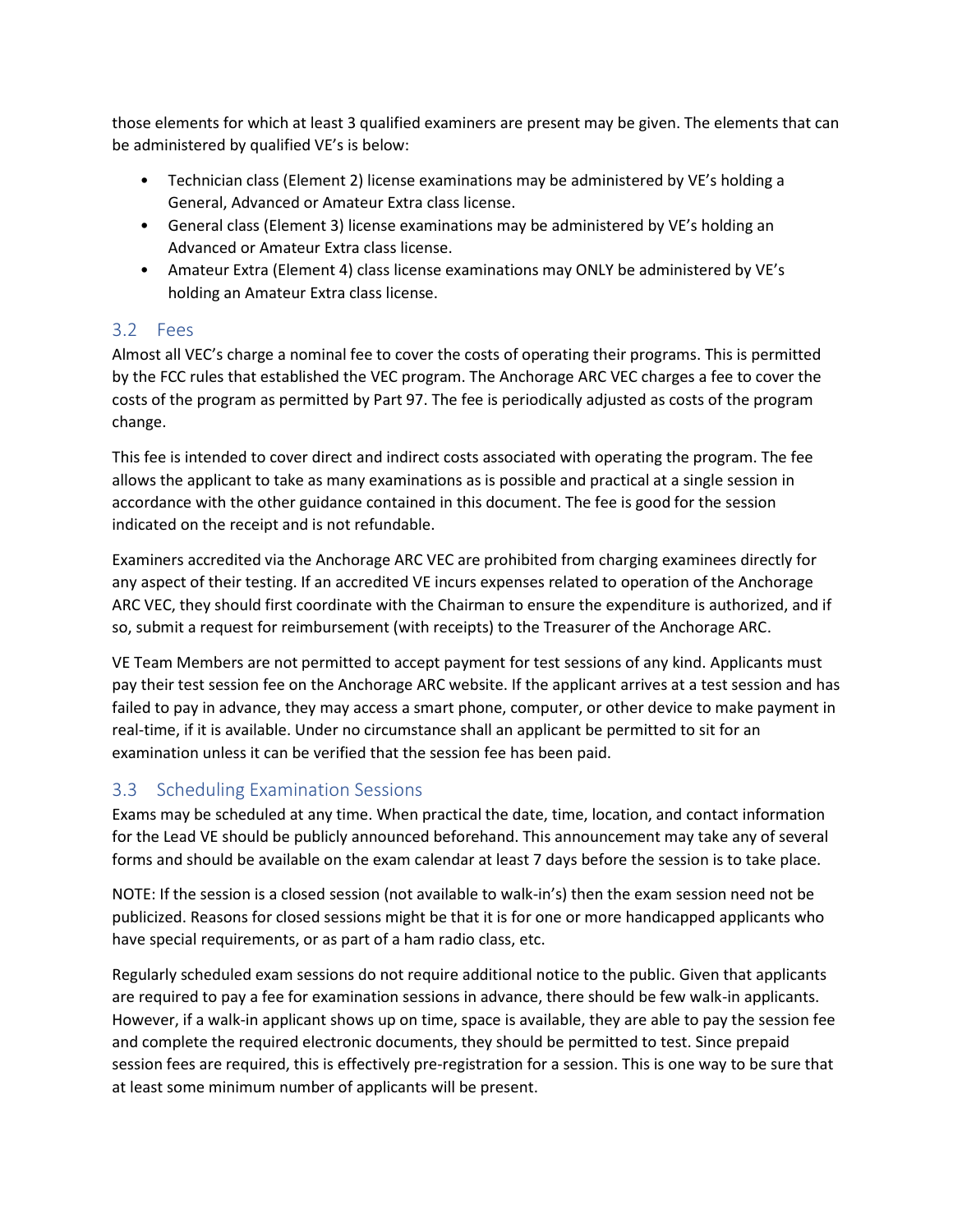those elements for which at least 3 qualified examiners are present may be given. The elements that can be administered by qualified VE's is below:

- Technician class (Element 2) license examinations may be administered by VE's holding a General, Advanced or Amateur Extra class license.
- General class (Element 3) license examinations may be administered by VE's holding an Advanced or Amateur Extra class license.
- Amateur Extra (Element 4) class license examinations may ONLY be administered by VE's holding an Amateur Extra class license.

## 3.2 Fees

Almost all VEC's charge a nominal fee to cover the costs of operating their programs. This is permitted by the FCC rules that established the VEC program. The Anchorage ARC VEC charges a fee to cover the costs of the program as permitted by Part 97. The fee is periodically adjusted as costs of the program change.

This fee is intended to cover direct and indirect costs associated with operating the program. The fee allows the applicant to take as many examinations as is possible and practical at a single session in accordance with the other guidance contained in this document. The fee is good for the session indicated on the receipt and is not refundable.

Examiners accredited via the Anchorage ARC VEC are prohibited from charging examinees directly for any aspect of their testing. If an accredited VE incurs expenses related to operation of the Anchorage ARC VEC, they should first coordinate with the Chairman to ensure the expenditure is authorized, and if so, submit a request for reimbursement (with receipts) to the Treasurer of the Anchorage ARC.

VE Team Members are not permitted to accept payment for test sessions of any kind. Applicants must pay their test session fee on the Anchorage ARC website. If the applicant arrives at a test session and has failed to pay in advance, they may access a smart phone, computer, or other device to make payment in real-time, if it is available. Under no circumstance shall an applicant be permitted to sit for an examination unless it can be verified that the session fee has been paid.

## 3.3 Scheduling Examination Sessions

Exams may be scheduled at any time. When practical the date, time, location, and contact information for the Lead VE should be publicly announced beforehand. This announcement may take any of several forms and should be available on the exam calendar at least 7 days before the session is to take place.

NOTE: If the session is a closed session (not available to walk-in's) then the exam session need not be publicized. Reasons for closed sessions might be that it is for one or more handicapped applicants who have special requirements, or as part of a ham radio class, etc.

Regularly scheduled exam sessions do not require additional notice to the public. Given that applicants are required to pay a fee for examination sessions in advance, there should be few walk-in applicants. However, if a walk-in applicant shows up on time, space is available, they are able to pay the session fee and complete the required electronic documents, they should be permitted to test. Since prepaid session fees are required, this is effectively pre-registration for a session. This is one way to be sure that at least some minimum number of applicants will be present.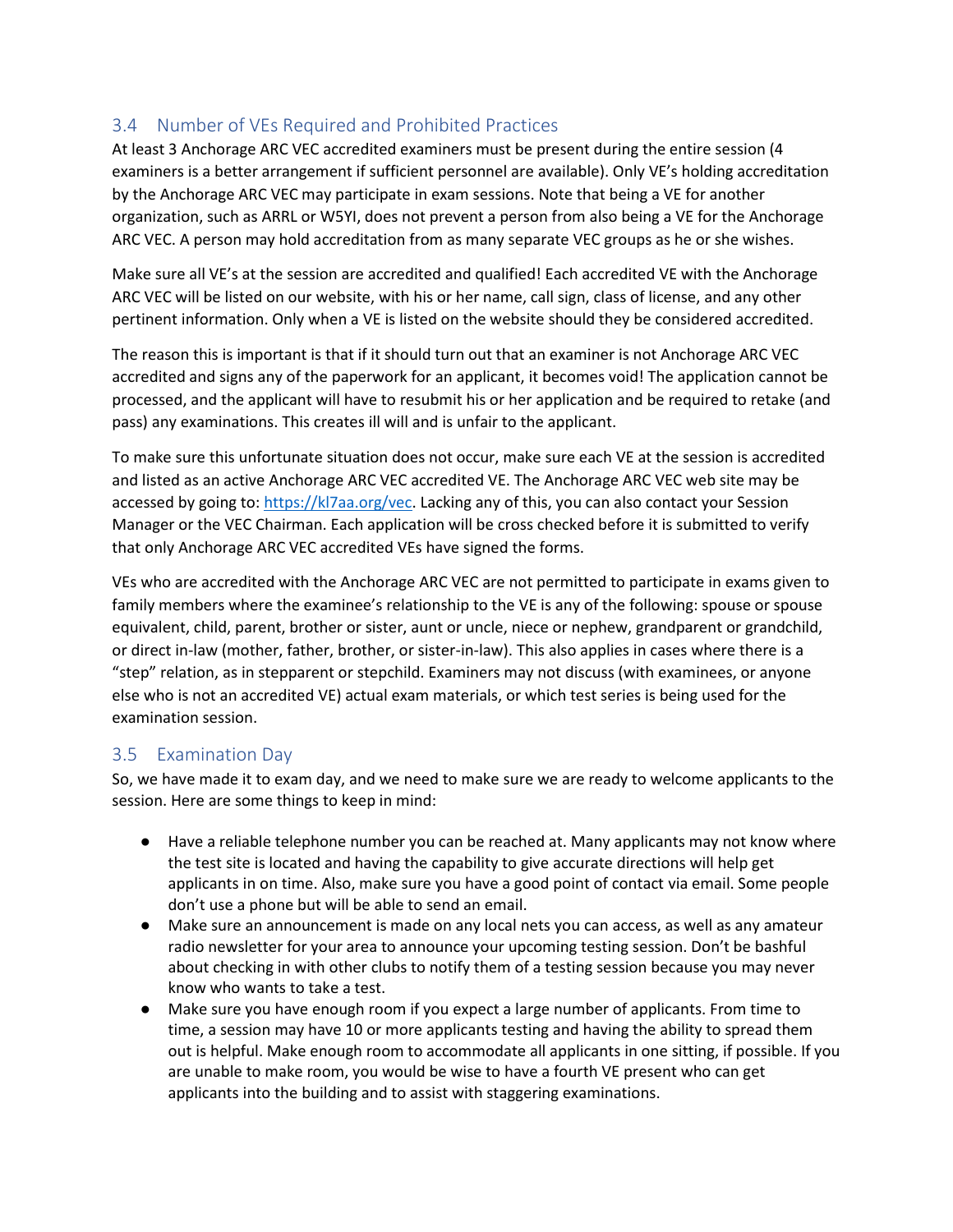## 3.4 Number of VEs Required and Prohibited Practices

At least 3 Anchorage ARC VEC accredited examiners must be present during the entire session (4 examiners is a better arrangement if sufficient personnel are available). Only VE's holding accreditation by the Anchorage ARC VEC may participate in exam sessions. Note that being a VE for another organization, such as ARRL or W5YI, does not prevent a person from also being a VE for the Anchorage ARC VEC. A person may hold accreditation from as many separate VEC groups as he or she wishes.

Make sure all VE's at the session are accredited and qualified! Each accredited VE with the Anchorage ARC VEC will be listed on our website, with his or her name, call sign, class of license, and any other pertinent information. Only when a VE is listed on the website should they be considered accredited.

The reason this is important is that if it should turn out that an examiner is not Anchorage ARC VEC accredited and signs any of the paperwork for an applicant, it becomes void! The application cannot be processed, and the applicant will have to resubmit his or her application and be required to retake (and pass) any examinations. This creates ill will and is unfair to the applicant.

To make sure this unfortunate situation does not occur, make sure each VE at the session is accredited and listed as an active Anchorage ARC VEC accredited VE. The Anchorage ARC VEC web site may be accessed by going to: https://kl7aa.org/vec. Lacking any of this, you can also contact your Session Manager or the VEC Chairman. Each application will be cross checked before it is submitted to verify that only Anchorage ARC VEC accredited VEs have signed the forms.

VEs who are accredited with the Anchorage ARC VEC are not permitted to participate in exams given to family members where the examinee's relationship to the VE is any of the following: spouse or spouse equivalent, child, parent, brother or sister, aunt or uncle, niece or nephew, grandparent or grandchild, or direct in-law (mother, father, brother, or sister-in-law). This also applies in cases where there is a "step" relation, as in stepparent or stepchild. Examiners may not discuss (with examinees, or anyone else who is not an accredited VE) actual exam materials, or which test series is being used for the examination session.

## 3.5 Examination Day

So, we have made it to exam day, and we need to make sure we are ready to welcome applicants to the session. Here are some things to keep in mind:

- Have a reliable telephone number you can be reached at. Many applicants may not know where the test site is located and having the capability to give accurate directions will help get applicants in on time. Also, make sure you have a good point of contact via email. Some people don't use a phone but will be able to send an email.
- Make sure an announcement is made on any local nets you can access, as well as any amateur radio newsletter for your area to announce your upcoming testing session. Don't be bashful about checking in with other clubs to notify them of a testing session because you may never know who wants to take a test.
- Make sure you have enough room if you expect a large number of applicants. From time to time, a session may have 10 or more applicants testing and having the ability to spread them out is helpful. Make enough room to accommodate all applicants in one sitting, if possible. If you are unable to make room, you would be wise to have a fourth VE present who can get applicants into the building and to assist with staggering examinations.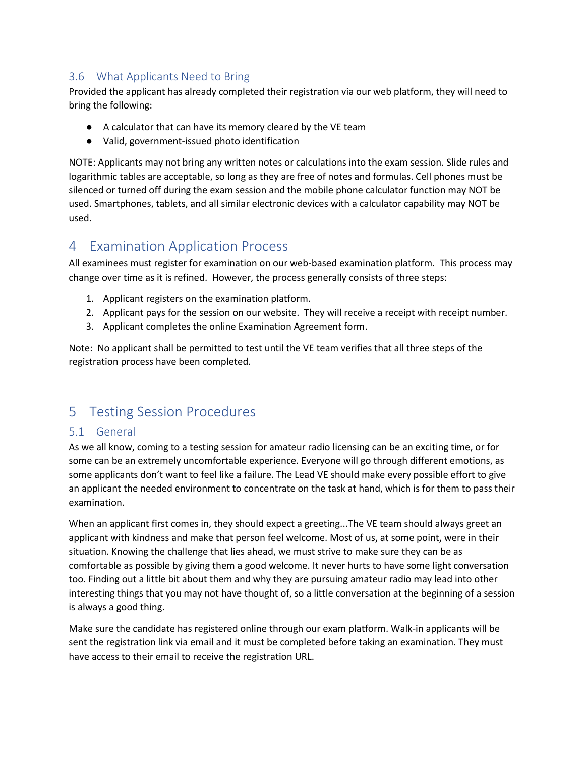### 3.6 What Applicants Need to Bring

Provided the applicant has already completed their registration via our web platform, they will need to bring the following:

- A calculator that can have its memory cleared by the VE team
- Valid, government-issued photo identification

NOTE: Applicants may not bring any written notes or calculations into the exam session. Slide rules and logarithmic tables are acceptable, so long as they are free of notes and formulas. Cell phones must be silenced or turned off during the exam session and the mobile phone calculator function may NOT be used. Smartphones, tablets, and all similar electronic devices with a calculator capability may NOT be used.

## 4 Examination Application Process

All examinees must register for examination on our web-based examination platform. This process may change over time as it is refined. However, the process generally consists of three steps:

1. Applicant registers on the examination platform.
2. Applicant pays for the session on our website. They will receive a receipt with receipt number.
3. Applicant completes the online Examination Agreement form.

Note: No applicant shall be permitted to test until the VE team verifies that all three steps of the registration process have been completed.

## 5 Testing Session Procedures

### 5.1 General

As we all know, coming to a testing session for amateur radio licensing can be an exciting time, or for some can be an extremely uncomfortable experience. Everyone will go through different emotions, as some applicants don't want to feel like a failure. The Lead VE should make every possible effort to give an applicant the needed environment to concentrate on the task at hand, which is for them to pass their examination.

When an applicant first comes in, they should expect a greeting...The VE team should always greet an applicant with kindness and make that person feel welcome. Most of us, at some point, were in their situation. Knowing the challenge that lies ahead, we must strive to make sure they can be as comfortable as possible by giving them a good welcome. It never hurts to have some light conversation too. Finding out a little bit about them and why they are pursuing amateur radio may lead into other interesting things that you may not have thought of, so a little conversation at the beginning of a session is always a good thing.

Make sure the candidate has registered online through our exam platform. Walk-in applicants will be sent the registration link via email and it must be completed before taking an examination. They must have access to their email to receive the registration URL.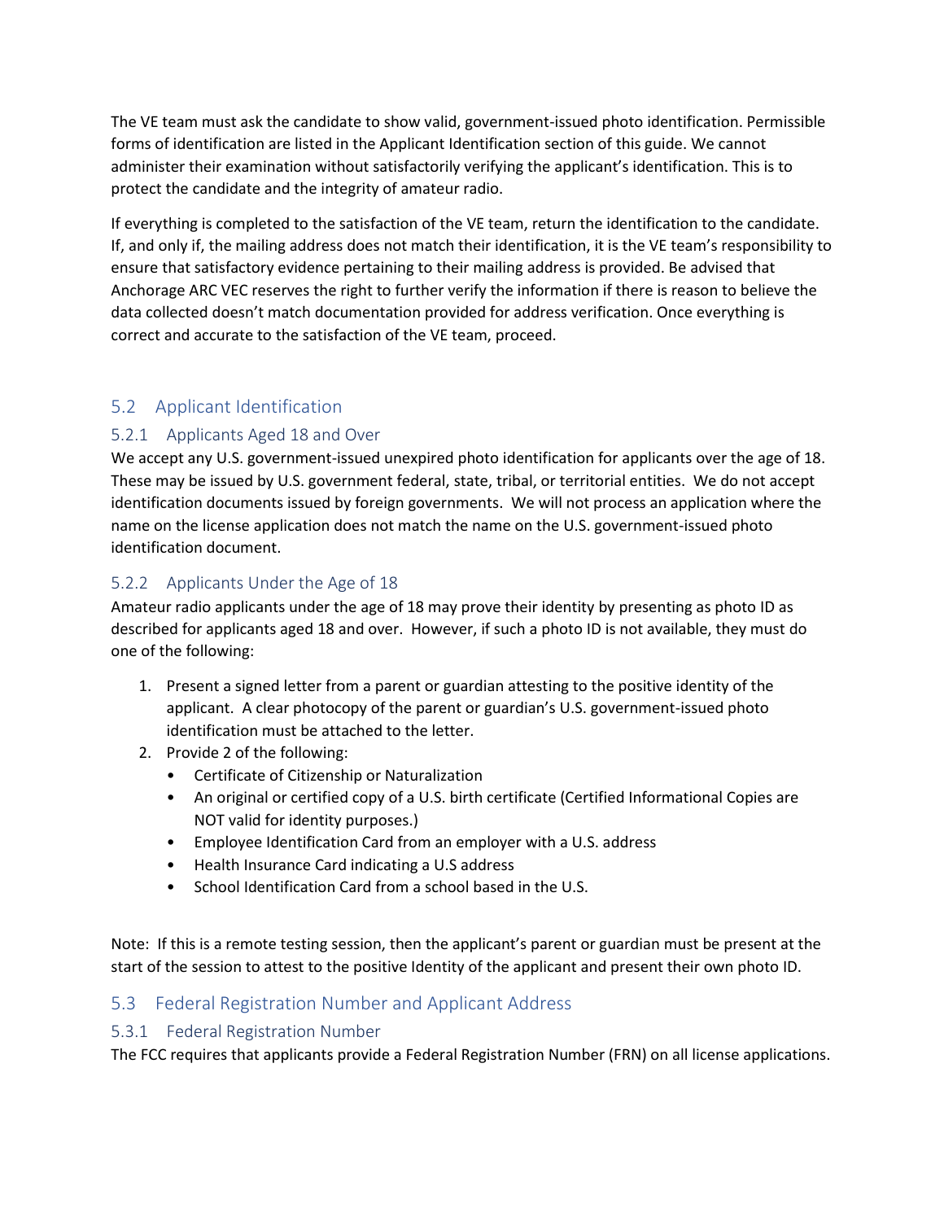The VE team must ask the candidate to show valid, government-issued photo identification. Permissible forms of identification are listed in the Applicant Identification section of this guide. We cannot administer their examination without satisfactorily verifying the applicant's identification. This is to protect the candidate and the integrity of amateur radio.

If everything is completed to the satisfaction of the VE team, return the identification to the candidate. If, and only if, the mailing address does not match their identification, it is the VE team's responsibility to ensure that satisfactory evidence pertaining to their mailing address is provided. Be advised that Anchorage ARC VEC reserves the right to further verify the information if there is reason to believe the data collected doesn't match documentation provided for address verification. Once everything is correct and accurate to the satisfaction of the VE team, proceed.

## 5.2 Applicant Identification

### 5.2.1 Applicants Aged 18 and Over

We accept any U.S. government-issued unexpired photo identification for applicants over the age of 18. These may be issued by U.S. government federal, state, tribal, or territorial entities. We do not accept identification documents issued by foreign governments. We will not process an application where the name on the license application does not match the name on the U.S. government-issued photo identification document.

### 5.2.2 Applicants Under the Age of 18

Amateur radio applicants under the age of 18 may prove their identity by presenting as photo ID as described for applicants aged 18 and over. However, if such a photo ID is not available, they must do one of the following:

1. Present a signed letter from a parent or guardian attesting to the positive identity of the applicant. A clear photocopy of the parent or guardian's U.S. government-issued photo identification must be attached to the letter.
2. Provide 2 of the following:
   - Certificate of Citizenship or Naturalization
   - An original or certified copy of a U.S. birth certificate (Certified Informational Copies are NOT valid for identity purposes.)
   - Employee Identification Card from an employer with a U.S. address
   - Health Insurance Card indicating a U.S address
   - School Identification Card from a school based in the U.S.

Note: If this is a remote testing session, then the applicant's parent or guardian must be present at the start of the session to attest to the positive Identity of the applicant and present their own photo ID.

## 5.3 Federal Registration Number and Applicant Address

### 5.3.1 Federal Registration Number

The FCC requires that applicants provide a Federal Registration Number (FRN) on all license applications.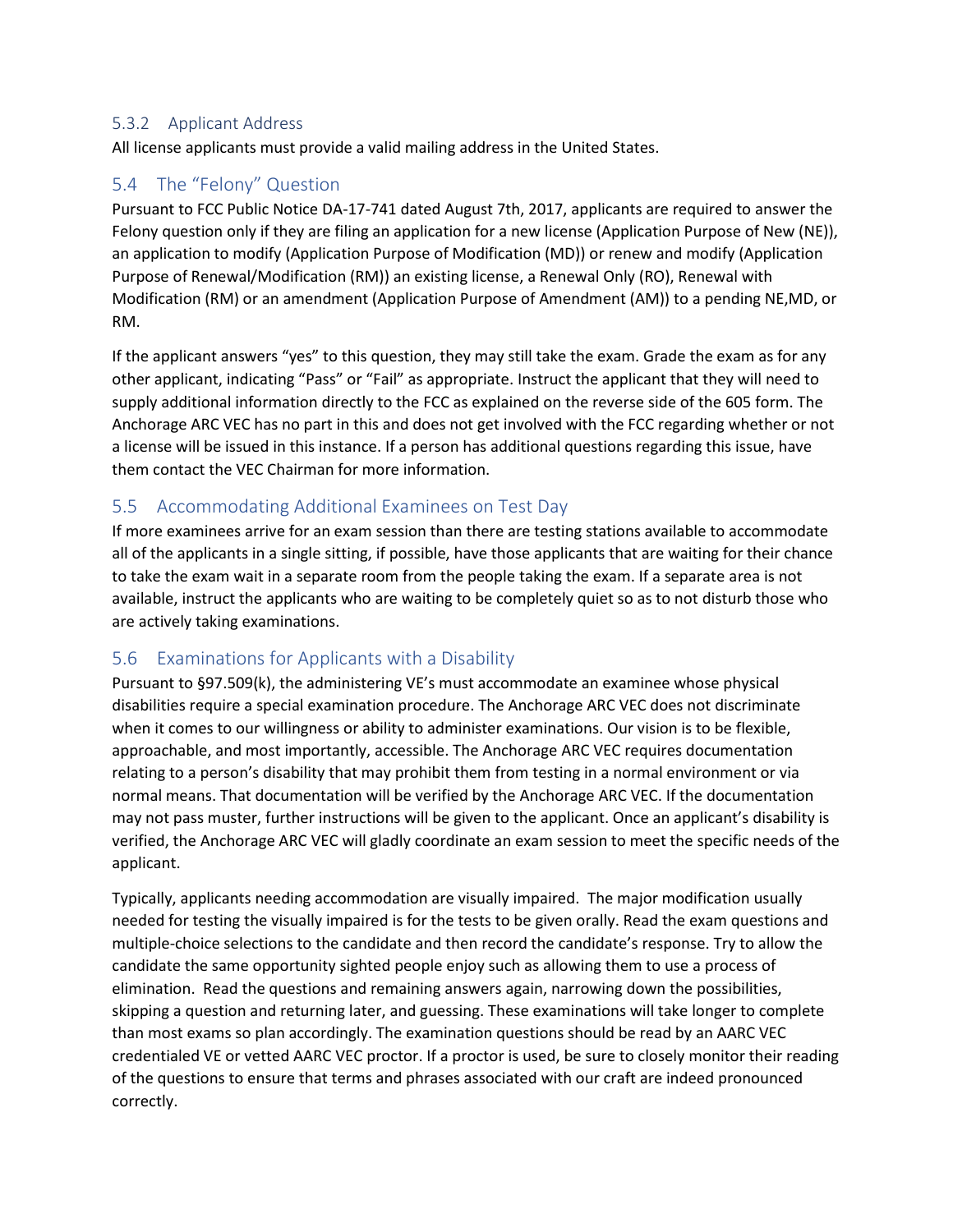### 5.3.2 Applicant Address

All license applicants must provide a valid mailing address in the United States.

## 5.4 The "Felony" Question

Pursuant to FCC Public Notice DA-17-741 dated August 7th, 2017, applicants are required to answer the Felony question only if they are filing an application for a new license (Application Purpose of New (NE)), an application to modify (Application Purpose of Modification (MD)) or renew and modify (Application Purpose of Renewal/Modification (RM)) an existing license, a Renewal Only (RO), Renewal with Modification (RM) or an amendment (Application Purpose of Amendment (AM)) to a pending NE,MD, or RM.

If the applicant answers "yes" to this question, they may still take the exam. Grade the exam as for any other applicant, indicating "Pass" or "Fail" as appropriate. Instruct the applicant that they will need to supply additional information directly to the FCC as explained on the reverse side of the 605 form. The Anchorage ARC VEC has no part in this and does not get involved with the FCC regarding whether or not a license will be issued in this instance. If a person has additional questions regarding this issue, have them contact the VEC Chairman for more information.

## 5.5 Accommodating Additional Examinees on Test Day

If more examinees arrive for an exam session than there are testing stations available to accommodate all of the applicants in a single sitting, if possible, have those applicants that are waiting for their chance to take the exam wait in a separate room from the people taking the exam. If a separate area is not available, instruct the applicants who are waiting to be completely quiet so as to not disturb those who are actively taking examinations.

## 5.6 Examinations for Applicants with a Disability

Pursuant to §97.509(k), the administering VE's must accommodate an examinee whose physical disabilities require a special examination procedure. The Anchorage ARC VEC does not discriminate when it comes to our willingness or ability to administer examinations. Our vision is to be flexible, approachable, and most importantly, accessible. The Anchorage ARC VEC requires documentation relating to a person's disability that may prohibit them from testing in a normal environment or via normal means. That documentation will be verified by the Anchorage ARC VEC. If the documentation may not pass muster, further instructions will be given to the applicant. Once an applicant's disability is verified, the Anchorage ARC VEC will gladly coordinate an exam session to meet the specific needs of the applicant.

Typically, applicants needing accommodation are visually impaired. The major modification usually needed for testing the visually impaired is for the tests to be given orally. Read the exam questions and multiple-choice selections to the candidate and then record the candidate's response. Try to allow the candidate the same opportunity sighted people enjoy such as allowing them to use a process of elimination. Read the questions and remaining answers again, narrowing down the possibilities, skipping a question and returning later, and guessing. These examinations will take longer to complete than most exams so plan accordingly. The examination questions should be read by an AARC VEC credentialed VE or vetted AARC VEC proctor. If a proctor is used, be sure to closely monitor their reading of the questions to ensure that terms and phrases associated with our craft are indeed pronounced correctly.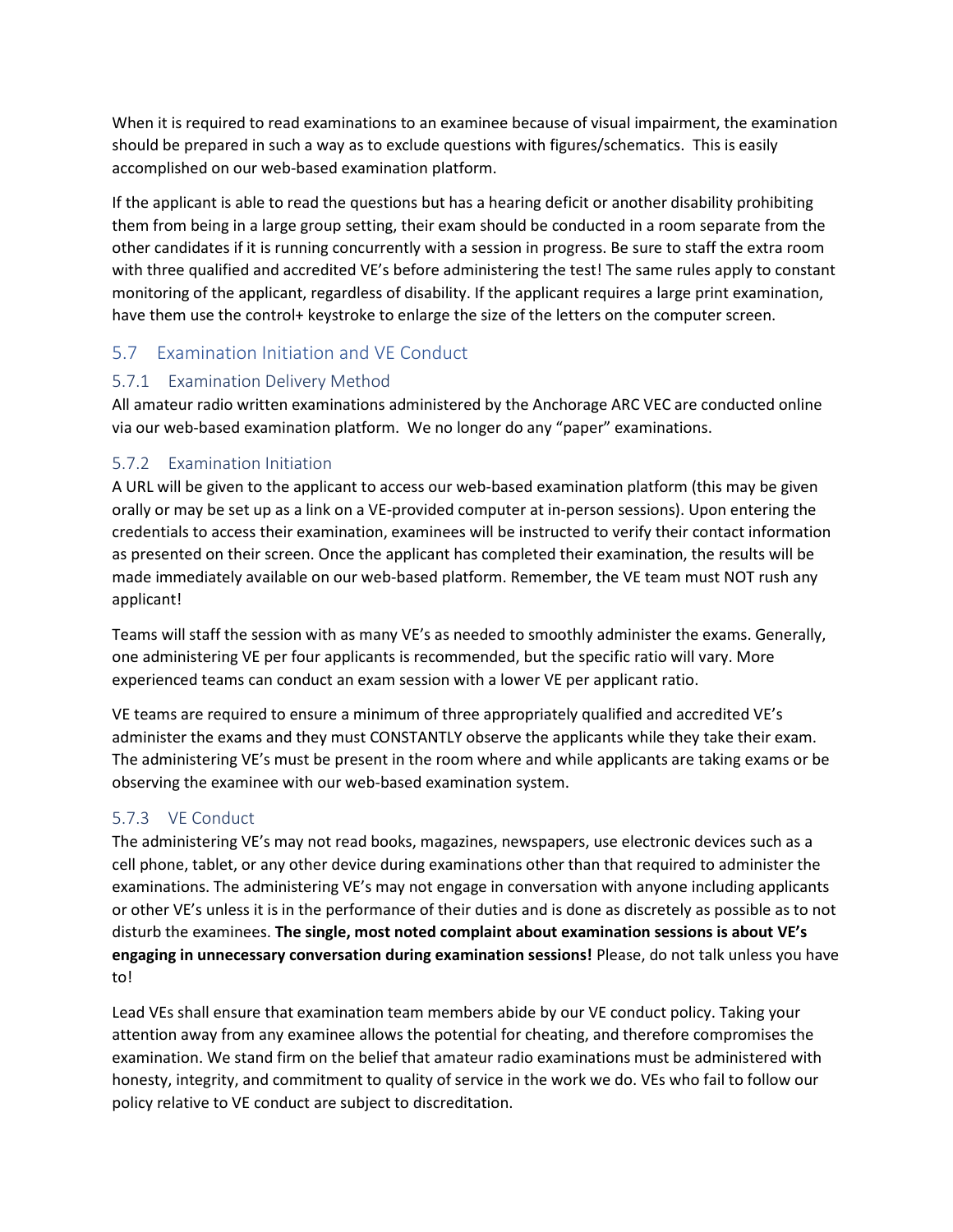When it is required to read examinations to an examinee because of visual impairment, the examination should be prepared in such a way as to exclude questions with figures/schematics. This is easily accomplished on our web-based examination platform.

If the applicant is able to read the questions but has a hearing deficit or another disability prohibiting them from being in a large group setting, their exam should be conducted in a room separate from the other candidates if it is running concurrently with a session in progress. Be sure to staff the extra room with three qualified and accredited VE's before administering the test! The same rules apply to constant monitoring of the applicant, regardless of disability. If the applicant requires a large print examination, have them use the control+ keystroke to enlarge the size of the letters on the computer screen.

## 5.7 Examination Initiation and VE Conduct

### 5.7.1 Examination Delivery Method

All amateur radio written examinations administered by the Anchorage ARC VEC are conducted online via our web-based examination platform. We no longer do any "paper" examinations.

### 5.7.2 Examination Initiation

A URL will be given to the applicant to access our web-based examination platform (this may be given orally or may be set up as a link on a VE-provided computer at in-person sessions). Upon entering the credentials to access their examination, examinees will be instructed to verify their contact information as presented on their screen. Once the applicant has completed their examination, the results will be made immediately available on our web-based platform. Remember, the VE team must NOT rush any applicant!

Teams will staff the session with as many VE's as needed to smoothly administer the exams. Generally, one administering VE per four applicants is recommended, but the specific ratio will vary. More experienced teams can conduct an exam session with a lower VE per applicant ratio.

VE teams are required to ensure a minimum of three appropriately qualified and accredited VE's administer the exams and they must CONSTANTLY observe the applicants while they take their exam. The administering VE's must be present in the room where and while applicants are taking exams or be observing the examinee with our web-based examination system.

### 5.7.3 VE Conduct

The administering VE's may not read books, magazines, newspapers, use electronic devices such as a cell phone, tablet, or any other device during examinations other than that required to administer the examinations. The administering VE's may not engage in conversation with anyone including applicants or other VE's unless it is in the performance of their duties and is done as discretely as possible as to not disturb the examinees. **The single, most noted complaint about examination sessions is about VE's engaging in unnecessary conversation during examination sessions!** Please, do not talk unless you have to!

Lead VEs shall ensure that examination team members abide by our VE conduct policy. Taking your attention away from any examinee allows the potential for cheating, and therefore compromises the examination. We stand firm on the belief that amateur radio examinations must be administered with honesty, integrity, and commitment to quality of service in the work we do. VEs who fail to follow our policy relative to VE conduct are subject to discreditation.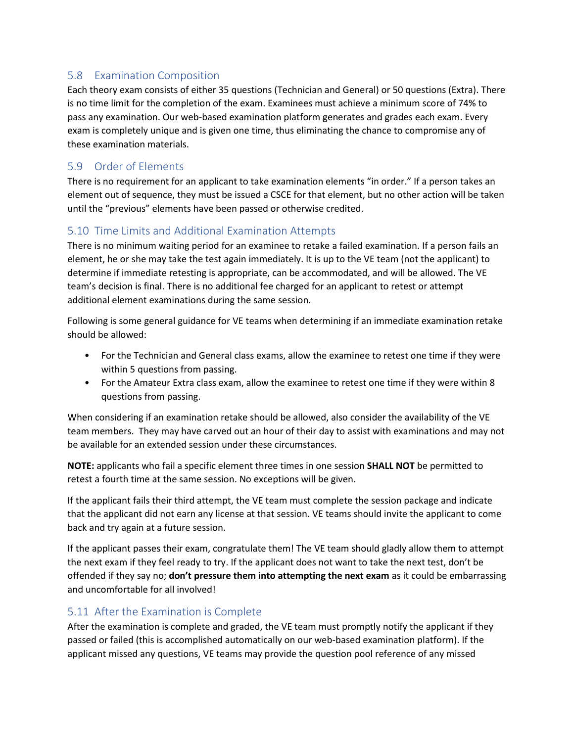## 5.8 Examination Composition

Each theory exam consists of either 35 questions (Technician and General) or 50 questions (Extra). There is no time limit for the completion of the exam. Examinees must achieve a minimum score of 74% to pass any examination. Our web-based examination platform generates and grades each exam. Every exam is completely unique and is given one time, thus eliminating the chance to compromise any of these examination materials.

## 5.9 Order of Elements

There is no requirement for an applicant to take examination elements "in order." If a person takes an element out of sequence, they must be issued a CSCE for that element, but no other action will be taken until the "previous" elements have been passed or otherwise credited.

## 5.10 Time Limits and Additional Examination Attempts

There is no minimum waiting period for an examinee to retake a failed examination. If a person fails an element, he or she may take the test again immediately. It is up to the VE team (not the applicant) to determine if immediate retesting is appropriate, can be accommodated, and will be allowed. The VE team's decision is final. There is no additional fee charged for an applicant to retest or attempt additional element examinations during the same session.

Following is some general guidance for VE teams when determining if an immediate examination retake should be allowed:

- For the Technician and General class exams, allow the examinee to retest one time if they were within 5 questions from passing.
- For the Amateur Extra class exam, allow the examinee to retest one time if they were within 8 questions from passing.

When considering if an examination retake should be allowed, also consider the availability of the VE team members. They may have carved out an hour of their day to assist with examinations and may not be available for an extended session under these circumstances.

**NOTE:** applicants who fail a specific element three times in one session **SHALL NOT** be permitted to retest a fourth time at the same session. No exceptions will be given.

If the applicant fails their third attempt, the VE team must complete the session package and indicate that the applicant did not earn any license at that session. VE teams should invite the applicant to come back and try again at a future session.

If the applicant passes their exam, congratulate them! The VE team should gladly allow them to attempt the next exam if they feel ready to try. If the applicant does not want to take the next test, don't be offended if they say no; **don't pressure them into attempting the next exam** as it could be embarrassing and uncomfortable for all involved!

## 5.11 After the Examination is Complete

After the examination is complete and graded, the VE team must promptly notify the applicant if they passed or failed (this is accomplished automatically on our web-based examination platform). If the applicant missed any questions, VE teams may provide the question pool reference of any missed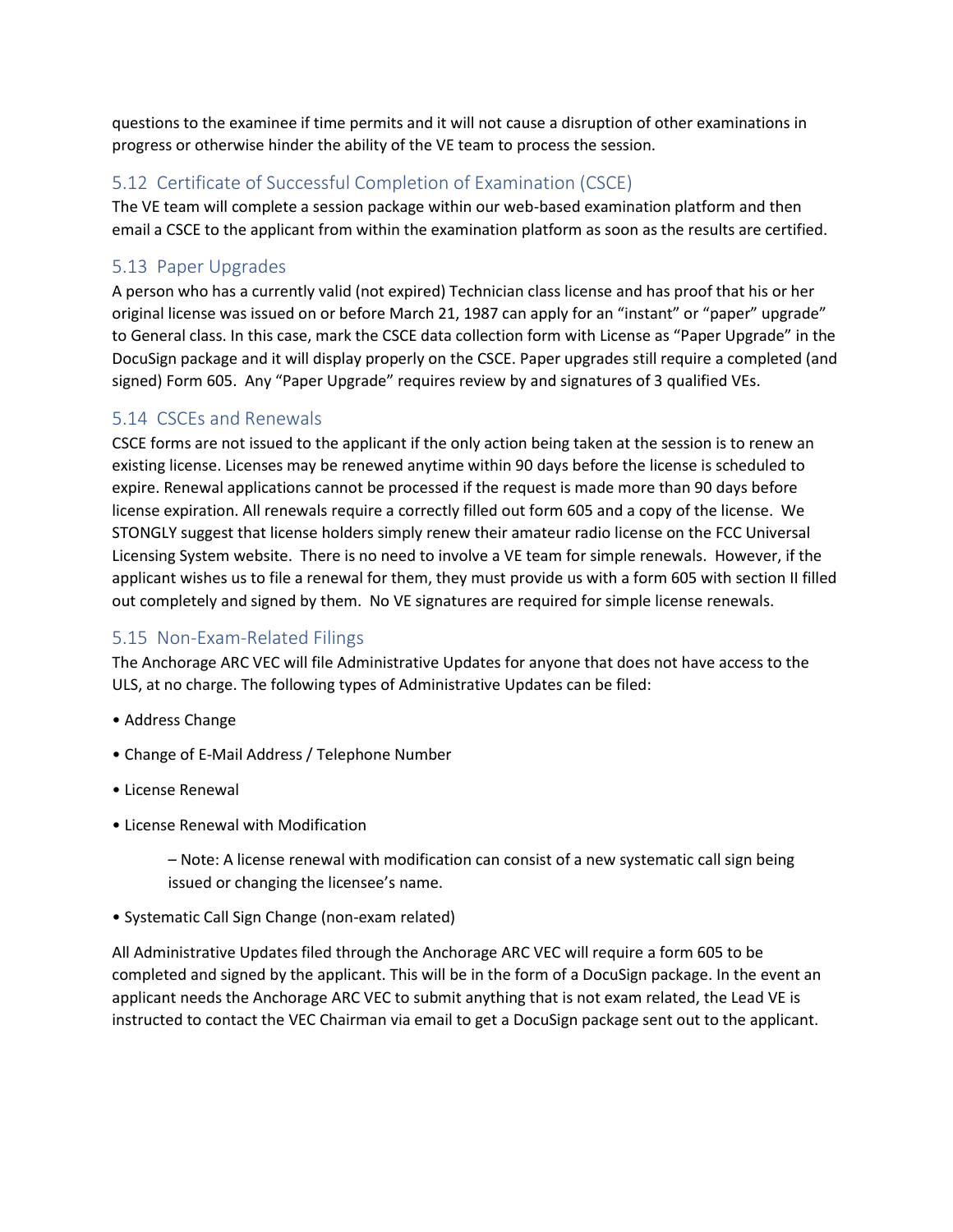questions to the examinee if time permits and it will not cause a disruption of other examinations in progress or otherwise hinder the ability of the VE team to process the session.

## 5.12 Certificate of Successful Completion of Examination (CSCE)

The VE team will complete a session package within our web-based examination platform and then email a CSCE to the applicant from within the examination platform as soon as the results are certified.

## 5.13 Paper Upgrades

A person who has a currently valid (not expired) Technician class license and has proof that his or her original license was issued on or before March 21, 1987 can apply for an "instant" or "paper" upgrade" to General class. In this case, mark the CSCE data collection form with License as "Paper Upgrade" in the DocuSign package and it will display properly on the CSCE. Paper upgrades still require a completed (and signed) Form 605. Any "Paper Upgrade" requires review by and signatures of 3 qualified VEs.

## 5.14 CSCEs and Renewals

CSCE forms are not issued to the applicant if the only action being taken at the session is to renew an existing license. Licenses may be renewed anytime within 90 days before the license is scheduled to expire. Renewal applications cannot be processed if the request is made more than 90 days before license expiration. All renewals require a correctly filled out form 605 and a copy of the license. We STONGLY suggest that license holders simply renew their amateur radio license on the FCC Universal Licensing System website. There is no need to involve a VE team for simple renewals. However, if the applicant wishes us to file a renewal for them, they must provide us with a form 605 with section II filled out completely and signed by them. No VE signatures are required for simple license renewals.

## 5.15 Non-Exam-Related Filings

The Anchorage ARC VEC will file Administrative Updates for anyone that does not have access to the ULS, at no charge. The following types of Administrative Updates can be filed:

- Address Change
- Change of E-Mail Address / Telephone Number
- License Renewal
- License Renewal with Modification
  - Note: A license renewal with modification can consist of a new systematic call sign being issued or changing the licensee's name.
- Systematic Call Sign Change (non-exam related)

All Administrative Updates filed through the Anchorage ARC VEC will require a form 605 to be completed and signed by the applicant. This will be in the form of a DocuSign package. In the event an applicant needs the Anchorage ARC VEC to submit anything that is not exam related, the Lead VE is instructed to contact the VEC Chairman via email to get a DocuSign package sent out to the applicant.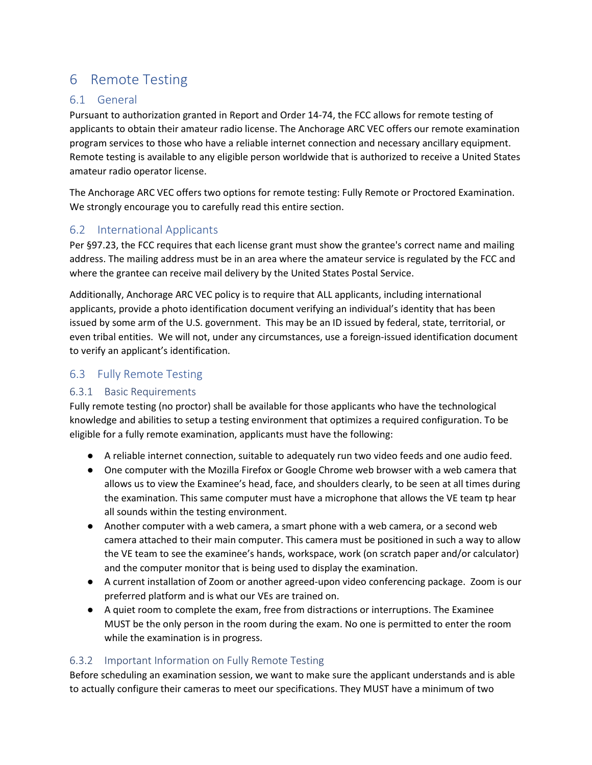# 6 Remote Testing

## 6.1 General

Pursuant to authorization granted in Report and Order 14-74, the FCC allows for remote testing of applicants to obtain their amateur radio license. The Anchorage ARC VEC offers our remote examination program services to those who have a reliable internet connection and necessary ancillary equipment. Remote testing is available to any eligible person worldwide that is authorized to receive a United States amateur radio operator license.

The Anchorage ARC VEC offers two options for remote testing: Fully Remote or Proctored Examination. We strongly encourage you to carefully read this entire section.

## 6.2 International Applicants

Per §97.23, the FCC requires that each license grant must show the grantee's correct name and mailing address. The mailing address must be in an area where the amateur service is regulated by the FCC and where the grantee can receive mail delivery by the United States Postal Service.

Additionally, Anchorage ARC VEC policy is to require that ALL applicants, including international applicants, provide a photo identification document verifying an individual's identity that has been issued by some arm of the U.S. government. This may be an ID issued by federal, state, territorial, or even tribal entities. We will not, under any circumstances, use a foreign-issued identification document to verify an applicant's identification.

## 6.3 Fully Remote Testing

### 6.3.1 Basic Requirements

Fully remote testing (no proctor) shall be available for those applicants who have the technological knowledge and abilities to setup a testing environment that optimizes a required configuration. To be eligible for a fully remote examination, applicants must have the following:

- A reliable internet connection, suitable to adequately run two video feeds and one audio feed.
- One computer with the Mozilla Firefox or Google Chrome web browser with a web camera that allows us to view the Examinee's head, face, and shoulders clearly, to be seen at all times during the examination. This same computer must have a microphone that allows the VE team tp hear all sounds within the testing environment.
- Another computer with a web camera, a smart phone with a web camera, or a second web camera attached to their main computer. This camera must be positioned in such a way to allow the VE team to see the examinee's hands, workspace, work (on scratch paper and/or calculator) and the computer monitor that is being used to display the examination.
- A current installation of Zoom or another agreed-upon video conferencing package. Zoom is our preferred platform and is what our VEs are trained on.
- A quiet room to complete the exam, free from distractions or interruptions. The Examinee MUST be the only person in the room during the exam. No one is permitted to enter the room while the examination is in progress.

### 6.3.2 Important Information on Fully Remote Testing

Before scheduling an examination session, we want to make sure the applicant understands and is able to actually configure their cameras to meet our specifications. They MUST have a minimum of two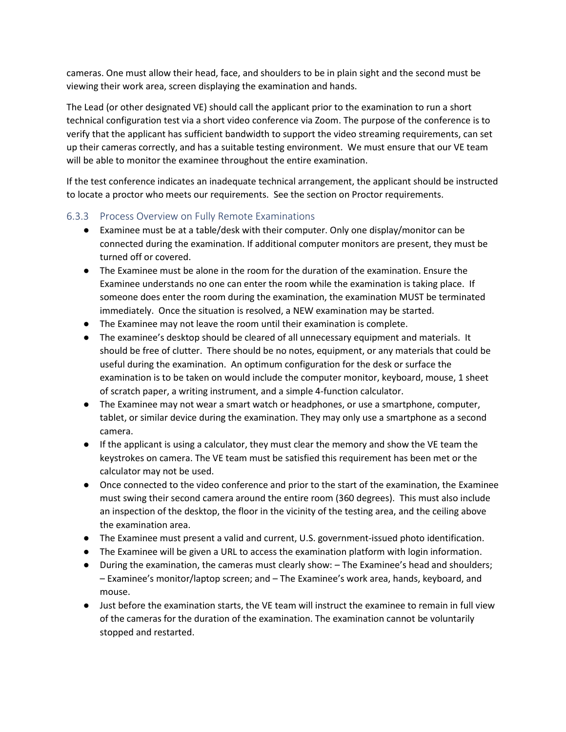cameras. One must allow their head, face, and shoulders to be in plain sight and the second must be viewing their work area, screen displaying the examination and hands.

The Lead (or other designated VE) should call the applicant prior to the examination to run a short technical configuration test via a short video conference via Zoom. The purpose of the conference is to verify that the applicant has sufficient bandwidth to support the video streaming requirements, can set up their cameras correctly, and has a suitable testing environment. We must ensure that our VE team will be able to monitor the examinee throughout the entire examination.

If the test conference indicates an inadequate technical arrangement, the applicant should be instructed to locate a proctor who meets our requirements. See the section on Proctor requirements.

### 6.3.3 Process Overview on Fully Remote Examinations

- Examinee must be at a table/desk with their computer. Only one display/monitor can be connected during the examination. If additional computer monitors are present, they must be turned off or covered.
- The Examinee must be alone in the room for the duration of the examination. Ensure the Examinee understands no one can enter the room while the examination is taking place. If someone does enter the room during the examination, the examination MUST be terminated immediately. Once the situation is resolved, a NEW examination may be started.
- The Examinee may not leave the room until their examination is complete.
- The examinee's desktop should be cleared of all unnecessary equipment and materials. It should be free of clutter. There should be no notes, equipment, or any materials that could be useful during the examination. An optimum configuration for the desk or surface the examination is to be taken on would include the computer monitor, keyboard, mouse, 1 sheet of scratch paper, a writing instrument, and a simple 4-function calculator.
- The Examinee may not wear a smart watch or headphones, or use a smartphone, computer, tablet, or similar device during the examination. They may only use a smartphone as a second camera.
- If the applicant is using a calculator, they must clear the memory and show the VE team the keystrokes on camera. The VE team must be satisfied this requirement has been met or the calculator may not be used.
- Once connected to the video conference and prior to the start of the examination, the Examinee must swing their second camera around the entire room (360 degrees). This must also include an inspection of the desktop, the floor in the vicinity of the testing area, and the ceiling above the examination area.
- The Examinee must present a valid and current, U.S. government-issued photo identification.
- The Examinee will be given a URL to access the examination platform with login information.
- During the examination, the cameras must clearly show: – The Examinee's head and shoulders; – Examinee's monitor/laptop screen; and – The Examinee's work area, hands, keyboard, and mouse.
- Just before the examination starts, the VE team will instruct the examinee to remain in full view of the cameras for the duration of the examination. The examination cannot be voluntarily stopped and restarted.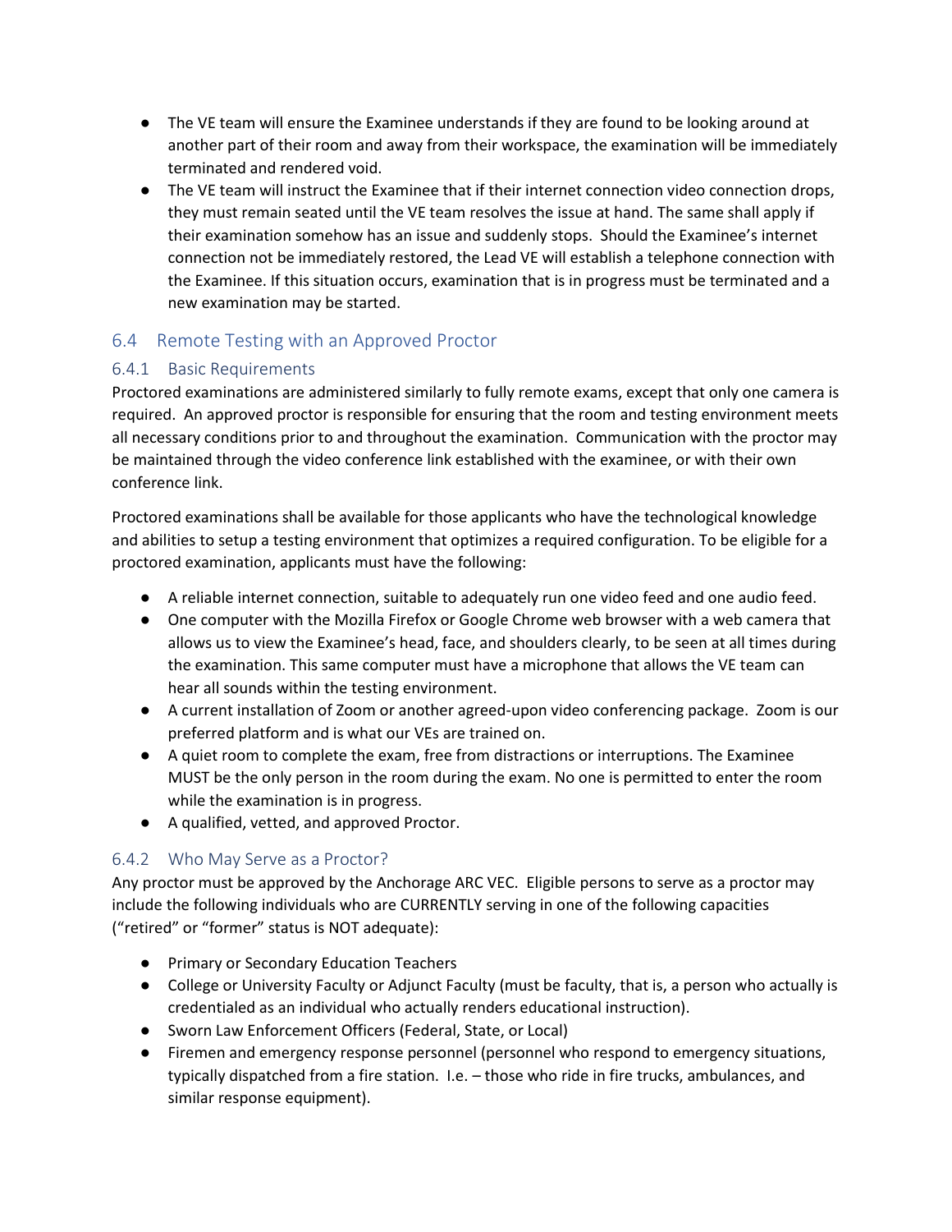- The VE team will ensure the Examinee understands if they are found to be looking around at another part of their room and away from their workspace, the examination will be immediately terminated and rendered void.
- The VE team will instruct the Examinee that if their internet connection video connection drops, they must remain seated until the VE team resolves the issue at hand. The same shall apply if their examination somehow has an issue and suddenly stops. Should the Examinee's internet connection not be immediately restored, the Lead VE will establish a telephone connection with the Examinee. If this situation occurs, examination that is in progress must be terminated and a new examination may be started.

## 6.4 Remote Testing with an Approved Proctor

### 6.4.1 Basic Requirements

Proctored examinations are administered similarly to fully remote exams, except that only one camera is required. An approved proctor is responsible for ensuring that the room and testing environment meets all necessary conditions prior to and throughout the examination. Communication with the proctor may be maintained through the video conference link established with the examinee, or with their own conference link.

Proctored examinations shall be available for those applicants who have the technological knowledge and abilities to setup a testing environment that optimizes a required configuration. To be eligible for a proctored examination, applicants must have the following:

- A reliable internet connection, suitable to adequately run one video feed and one audio feed.
- One computer with the Mozilla Firefox or Google Chrome web browser with a web camera that allows us to view the Examinee's head, face, and shoulders clearly, to be seen at all times during the examination. This same computer must have a microphone that allows the VE team can hear all sounds within the testing environment.
- A current installation of Zoom or another agreed-upon video conferencing package. Zoom is our preferred platform and is what our VEs are trained on.
- A quiet room to complete the exam, free from distractions or interruptions. The Examinee MUST be the only person in the room during the exam. No one is permitted to enter the room while the examination is in progress.
- A qualified, vetted, and approved Proctor.

### 6.4.2 Who May Serve as a Proctor?

Any proctor must be approved by the Anchorage ARC VEC. Eligible persons to serve as a proctor may include the following individuals who are CURRENTLY serving in one of the following capacities ("retired" or "former" status is NOT adequate):

- Primary or Secondary Education Teachers
- College or University Faculty or Adjunct Faculty (must be faculty, that is, a person who actually is credentialed as an individual who actually renders educational instruction).
- Sworn Law Enforcement Officers (Federal, State, or Local)
- Firemen and emergency response personnel (personnel who respond to emergency situations, typically dispatched from a fire station. I.e. – those who ride in fire trucks, ambulances, and similar response equipment).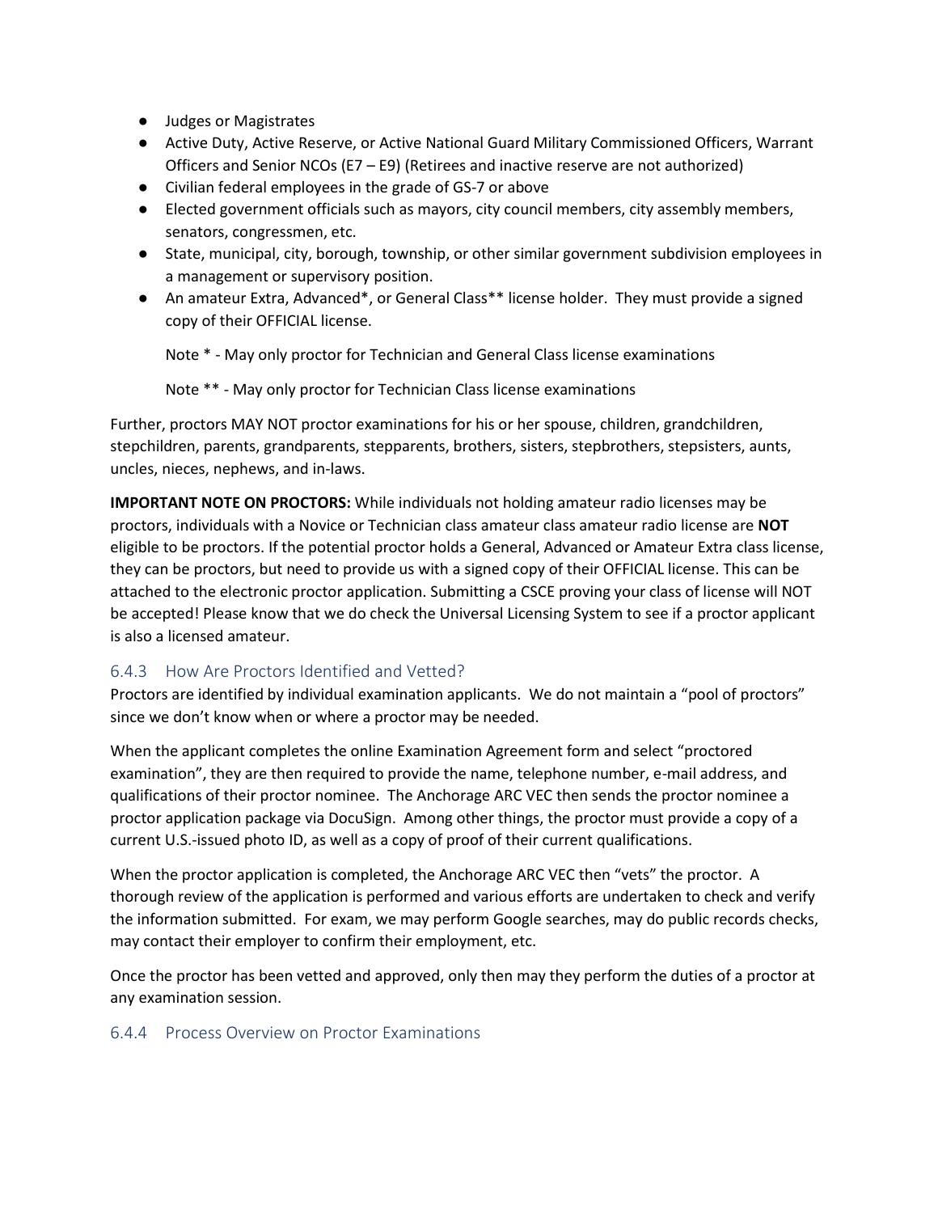- Judges or Magistrates
- Active Duty, Active Reserve, or Active National Guard Military Commissioned Officers, Warrant Officers and Senior NCOs (E7 – E9) (Retirees and inactive reserve are not authorized)
- Civilian federal employees in the grade of GS-7 or above
- Elected government officials such as mayors, city council members, city assembly members, senators, congressmen, etc.
- State, municipal, city, borough, township, or other similar government subdivision employees in a management or supervisory position.
- An amateur Extra, Advanced*, or General Class** license holder. They must provide a signed copy of their OFFICIAL license.

  Note * - May only proctor for Technician and General Class license examinations

  Note ** - May only proctor for Technician Class license examinations

Further, proctors MAY NOT proctor examinations for his or her spouse, children, grandchildren, stepchildren, parents, grandparents, stepparents, brothers, sisters, stepbrothers, stepsisters, aunts, uncles, nieces, nephews, and in-laws.

**IMPORTANT NOTE ON PROCTORS:** While individuals not holding amateur radio licenses may be proctors, individuals with a Novice or Technician class amateur class amateur radio license are **NOT** eligible to be proctors. If the potential proctor holds a General, Advanced or Amateur Extra class license, they can be proctors, but need to provide us with a signed copy of their OFFICIAL license. This can be attached to the electronic proctor application. Submitting a CSCE proving your class of license will NOT be accepted! Please know that we do check the Universal Licensing System to see if a proctor applicant is also a licensed amateur.

### 6.4.3 How Are Proctors Identified and Vetted?

Proctors are identified by individual examination applicants. We do not maintain a "pool of proctors" since we don't know when or where a proctor may be needed.

When the applicant completes the online Examination Agreement form and select "proctored examination", they are then required to provide the name, telephone number, e-mail address, and qualifications of their proctor nominee. The Anchorage ARC VEC then sends the proctor nominee a proctor application package via DocuSign. Among other things, the proctor must provide a copy of a current U.S.-issued photo ID, as well as a copy of proof of their current qualifications.

When the proctor application is completed, the Anchorage ARC VEC then "vets" the proctor. A thorough review of the application is performed and various efforts are undertaken to check and verify the information submitted. For exam, we may perform Google searches, may do public records checks, may contact their employer to confirm their employment, etc.

Once the proctor has been vetted and approved, only then may they perform the duties of a proctor at any examination session.

### 6.4.4 Process Overview on Proctor Examinations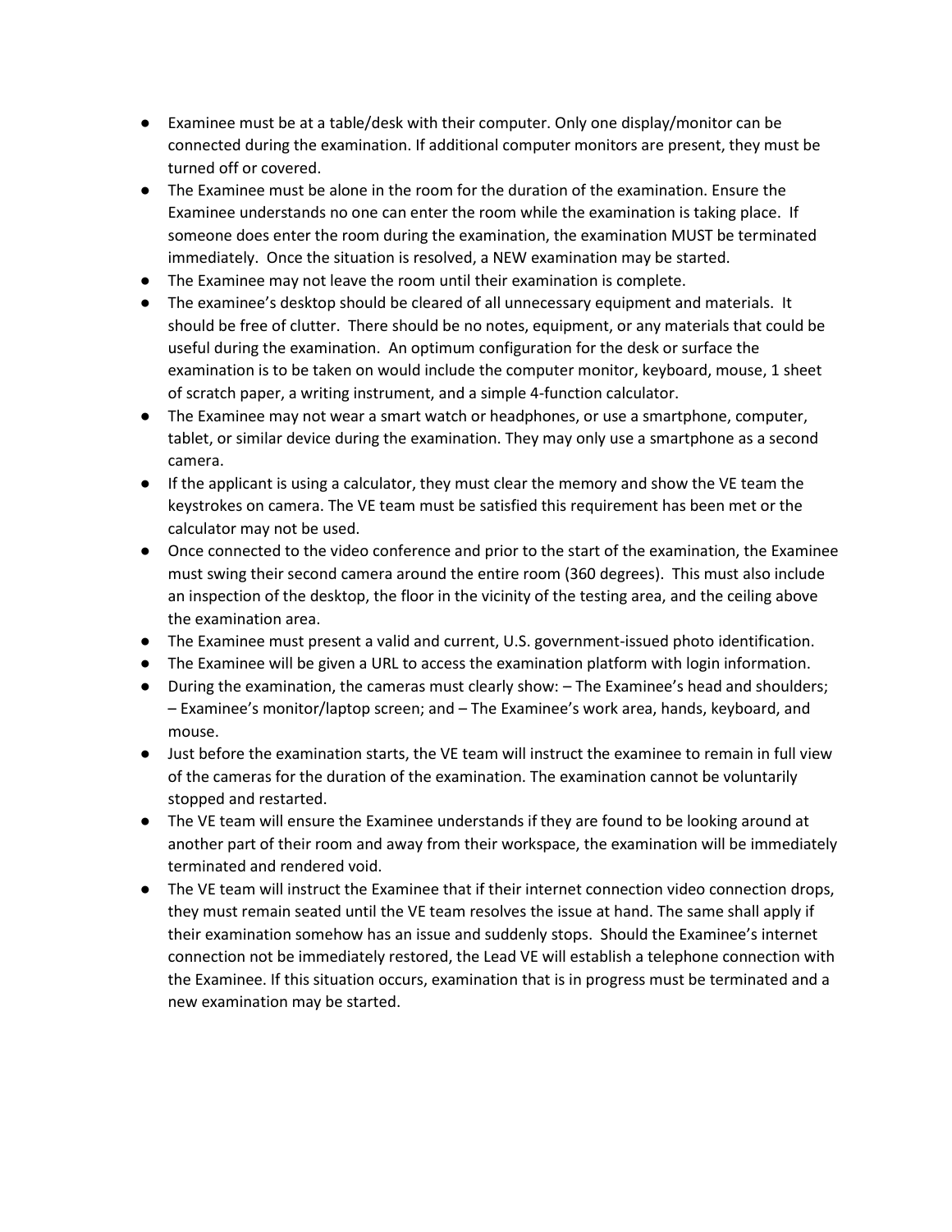- Examinee must be at a table/desk with their computer. Only one display/monitor can be connected during the examination. If additional computer monitors are present, they must be turned off or covered.
- The Examinee must be alone in the room for the duration of the examination. Ensure the Examinee understands no one can enter the room while the examination is taking place. If someone does enter the room during the examination, the examination MUST be terminated immediately. Once the situation is resolved, a NEW examination may be started.
- The Examinee may not leave the room until their examination is complete.
- The examinee's desktop should be cleared of all unnecessary equipment and materials. It should be free of clutter. There should be no notes, equipment, or any materials that could be useful during the examination. An optimum configuration for the desk or surface the examination is to be taken on would include the computer monitor, keyboard, mouse, 1 sheet of scratch paper, a writing instrument, and a simple 4-function calculator.
- The Examinee may not wear a smart watch or headphones, or use a smartphone, computer, tablet, or similar device during the examination. They may only use a smartphone as a second camera.
- If the applicant is using a calculator, they must clear the memory and show the VE team the keystrokes on camera. The VE team must be satisfied this requirement has been met or the calculator may not be used.
- Once connected to the video conference and prior to the start of the examination, the Examinee must swing their second camera around the entire room (360 degrees). This must also include an inspection of the desktop, the floor in the vicinity of the testing area, and the ceiling above the examination area.
- The Examinee must present a valid and current, U.S. government-issued photo identification.
- The Examinee will be given a URL to access the examination platform with login information.
- During the examination, the cameras must clearly show: – The Examinee's head and shoulders; – Examinee's monitor/laptop screen; and – The Examinee's work area, hands, keyboard, and mouse.
- Just before the examination starts, the VE team will instruct the examinee to remain in full view of the cameras for the duration of the examination. The examination cannot be voluntarily stopped and restarted.
- The VE team will ensure the Examinee understands if they are found to be looking around at another part of their room and away from their workspace, the examination will be immediately terminated and rendered void.
- The VE team will instruct the Examinee that if their internet connection video connection drops, they must remain seated until the VE team resolves the issue at hand. The same shall apply if their examination somehow has an issue and suddenly stops. Should the Examinee's internet connection not be immediately restored, the Lead VE will establish a telephone connection with the Examinee. If this situation occurs, examination that is in progress must be terminated and a new examination may be started.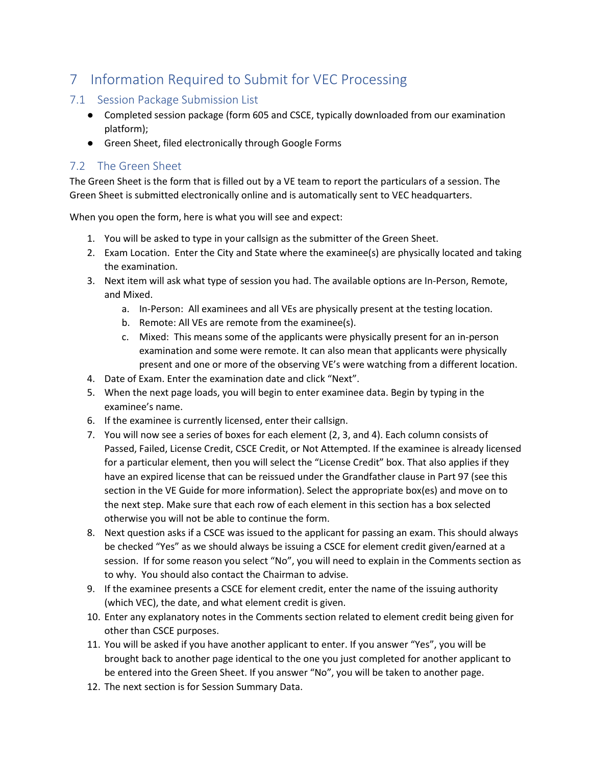# 7 Information Required to Submit for VEC Processing

## 7.1 Session Package Submission List

- Completed session package (form 605 and CSCE, typically downloaded from our examination platform);
- Green Sheet, filed electronically through Google Forms

## 7.2 The Green Sheet

The Green Sheet is the form that is filled out by a VE team to report the particulars of a session. The Green Sheet is submitted electronically online and is automatically sent to VEC headquarters.

When you open the form, here is what you will see and expect:

1. You will be asked to type in your callsign as the submitter of the Green Sheet.
2. Exam Location. Enter the City and State where the examinee(s) are physically located and taking the examination.
3. Next item will ask what type of session you had. The available options are In-Person, Remote, and Mixed.
   a. In-Person: All examinees and all VEs are physically present at the testing location.
   b. Remote: All VEs are remote from the examinee(s).
   c. Mixed: This means some of the applicants were physically present for an in-person examination and some were remote. It can also mean that applicants were physically present and one or more of the observing VE's were watching from a different location.
4. Date of Exam. Enter the examination date and click "Next".
5. When the next page loads, you will begin to enter examinee data. Begin by typing in the examinee's name.
6. If the examinee is currently licensed, enter their callsign.
7. You will now see a series of boxes for each element (2, 3, and 4). Each column consists of Passed, Failed, License Credit, CSCE Credit, or Not Attempted. If the examinee is already licensed for a particular element, then you will select the "License Credit" box. That also applies if they have an expired license that can be reissued under the Grandfather clause in Part 97 (see this section in the VE Guide for more information). Select the appropriate box(es) and move on to the next step. Make sure that each row of each element in this section has a box selected otherwise you will not be able to continue the form.
8. Next question asks if a CSCE was issued to the applicant for passing an exam. This should always be checked "Yes" as we should always be issuing a CSCE for element credit given/earned at a session. If for some reason you select "No", you will need to explain in the Comments section as to why. You should also contact the Chairman to advise.
9. If the examinee presents a CSCE for element credit, enter the name of the issuing authority (which VEC), the date, and what element credit is given.
10. Enter any explanatory notes in the Comments section related to element credit being given for other than CSCE purposes.
11. You will be asked if you have another applicant to enter. If you answer "Yes", you will be brought back to another page identical to the one you just completed for another applicant to be entered into the Green Sheet. If you answer "No", you will be taken to another page.
12. The next section is for Session Summary Data.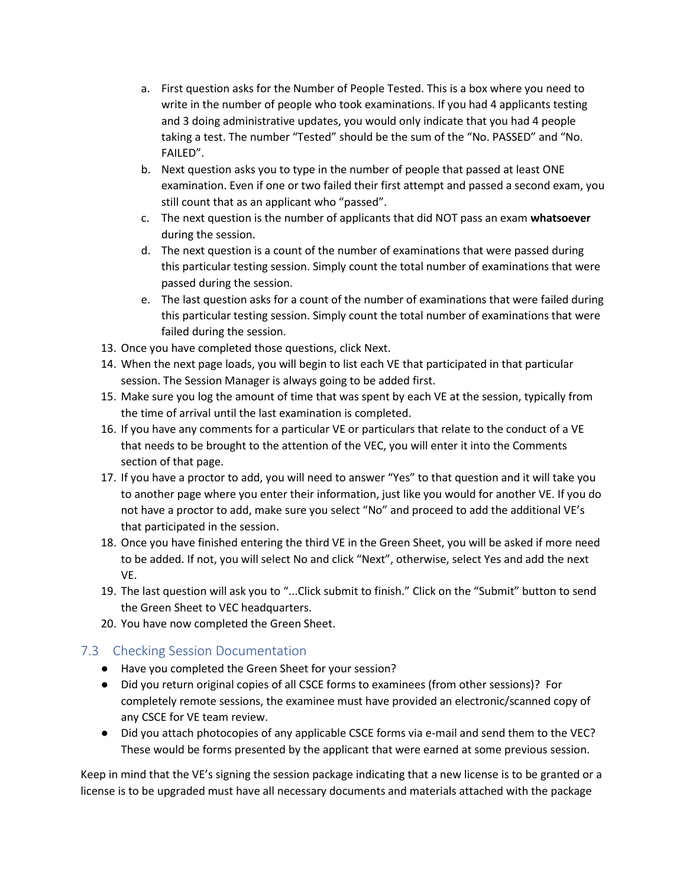a. First question asks for the Number of People Tested. This is a box where you need to write in the number of people who took examinations. If you had 4 applicants testing and 3 doing administrative updates, you would only indicate that you had 4 people taking a test. The number "Tested" should be the sum of the "No. PASSED" and "No. FAILED".
b. Next question asks you to type in the number of people that passed at least ONE examination. Even if one or two failed their first attempt and passed a second exam, you still count that as an applicant who "passed".
c. The next question is the number of applicants that did NOT pass an exam **whatsoever** during the session.
d. The next question is a count of the number of examinations that were passed during this particular testing session. Simply count the total number of examinations that were passed during the session.
e. The last question asks for a count of the number of examinations that were failed during this particular testing session. Simply count the total number of examinations that were failed during the session.

13. Once you have completed those questions, click Next.
14. When the next page loads, you will begin to list each VE that participated in that particular session. The Session Manager is always going to be added first.
15. Make sure you log the amount of time that was spent by each VE at the session, typically from the time of arrival until the last examination is completed.
16. If you have any comments for a particular VE or particulars that relate to the conduct of a VE that needs to be brought to the attention of the VEC, you will enter it into the Comments section of that page.
17. If you have a proctor to add, you will need to answer "Yes" to that question and it will take you to another page where you enter their information, just like you would for another VE. If you do not have a proctor to add, make sure you select "No" and proceed to add the additional VE's that participated in the session.
18. Once you have finished entering the third VE in the Green Sheet, you will be asked if more need to be added. If not, you will select No and click "Next", otherwise, select Yes and add the next VE.
19. The last question will ask you to "...Click submit to finish." Click on the "Submit" button to send the Green Sheet to VEC headquarters.
20. You have now completed the Green Sheet.

## 7.3 Checking Session Documentation

- Have you completed the Green Sheet for your session?
- Did you return original copies of all CSCE forms to examinees (from other sessions)? For completely remote sessions, the examinee must have provided an electronic/scanned copy of any CSCE for VE team review.
- Did you attach photocopies of any applicable CSCE forms via e-mail and send them to the VEC? These would be forms presented by the applicant that were earned at some previous session.

Keep in mind that the VE's signing the session package indicating that a new license is to be granted or a license is to be upgraded must have all necessary documents and materials attached with the package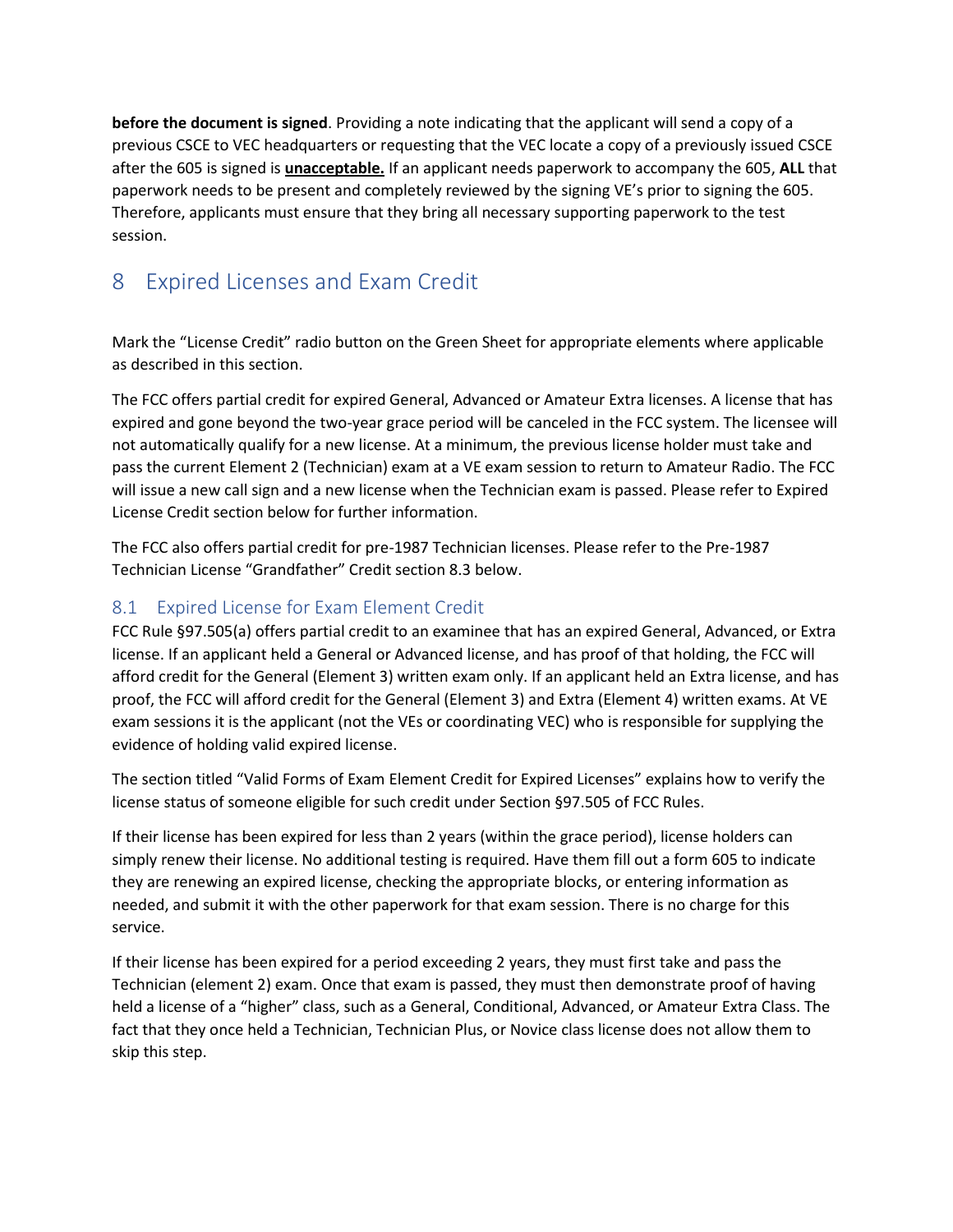**before the document is signed**. Providing a note indicating that the applicant will send a copy of a previous CSCE to VEC headquarters or requesting that the VEC locate a copy of a previously issued CSCE after the 605 is signed is **unacceptable.** If an applicant needs paperwork to accompany the 605, **ALL** that paperwork needs to be present and completely reviewed by the signing VE's prior to signing the 605. Therefore, applicants must ensure that they bring all necessary supporting paperwork to the test session.

# 8 Expired Licenses and Exam Credit

Mark the "License Credit" radio button on the Green Sheet for appropriate elements where applicable as described in this section.

The FCC offers partial credit for expired General, Advanced or Amateur Extra licenses. A license that has expired and gone beyond the two-year grace period will be canceled in the FCC system. The licensee will not automatically qualify for a new license. At a minimum, the previous license holder must take and pass the current Element 2 (Technician) exam at a VE exam session to return to Amateur Radio. The FCC will issue a new call sign and a new license when the Technician exam is passed. Please refer to Expired License Credit section below for further information.

The FCC also offers partial credit for pre-1987 Technician licenses. Please refer to the Pre-1987 Technician License "Grandfather" Credit section 8.3 below.

## 8.1 Expired License for Exam Element Credit

FCC Rule §97.505(a) offers partial credit to an examinee that has an expired General, Advanced, or Extra license. If an applicant held a General or Advanced license, and has proof of that holding, the FCC will afford credit for the General (Element 3) written exam only. If an applicant held an Extra license, and has proof, the FCC will afford credit for the General (Element 3) and Extra (Element 4) written exams. At VE exam sessions it is the applicant (not the VEs or coordinating VEC) who is responsible for supplying the evidence of holding valid expired license.

The section titled "Valid Forms of Exam Element Credit for Expired Licenses" explains how to verify the license status of someone eligible for such credit under Section §97.505 of FCC Rules.

If their license has been expired for less than 2 years (within the grace period), license holders can simply renew their license. No additional testing is required. Have them fill out a form 605 to indicate they are renewing an expired license, checking the appropriate blocks, or entering information as needed, and submit it with the other paperwork for that exam session. There is no charge for this service.

If their license has been expired for a period exceeding 2 years, they must first take and pass the Technician (element 2) exam. Once that exam is passed, they must then demonstrate proof of having held a license of a "higher" class, such as a General, Conditional, Advanced, or Amateur Extra Class. The fact that they once held a Technician, Technician Plus, or Novice class license does not allow them to skip this step.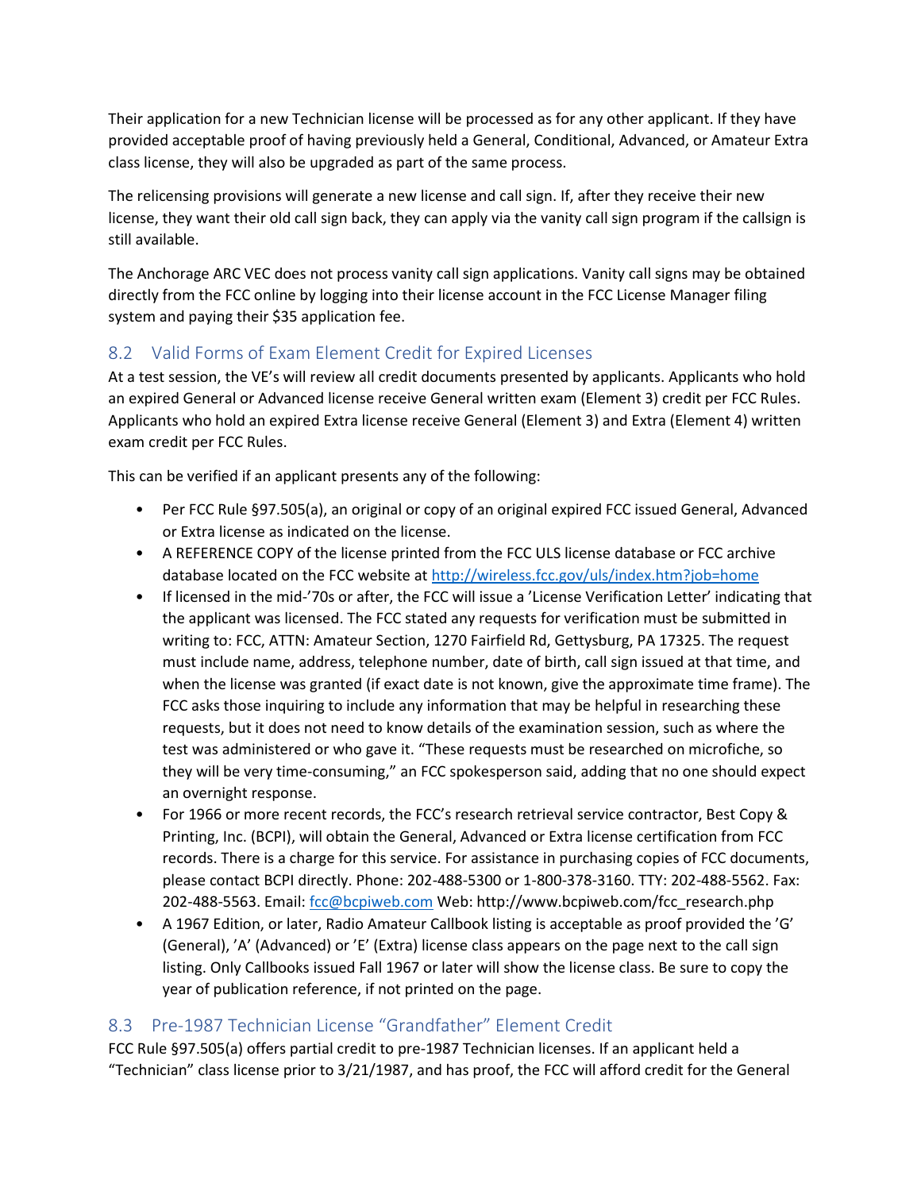Their application for a new Technician license will be processed as for any other applicant. If they have provided acceptable proof of having previously held a General, Conditional, Advanced, or Amateur Extra class license, they will also be upgraded as part of the same process.

The relicensing provisions will generate a new license and call sign. If, after they receive their new license, they want their old call sign back, they can apply via the vanity call sign program if the callsign is still available.

The Anchorage ARC VEC does not process vanity call sign applications. Vanity call signs may be obtained directly from the FCC online by logging into their license account in the FCC License Manager filing system and paying their $35 application fee.

## 8.2 Valid Forms of Exam Element Credit for Expired Licenses

At a test session, the VE's will review all credit documents presented by applicants. Applicants who hold an expired General or Advanced license receive General written exam (Element 3) credit per FCC Rules. Applicants who hold an expired Extra license receive General (Element 3) and Extra (Element 4) written exam credit per FCC Rules.

This can be verified if an applicant presents any of the following:

- Per FCC Rule §97.505(a), an original or copy of an original expired FCC issued General, Advanced or Extra license as indicated on the license.
- A REFERENCE COPY of the license printed from the FCC ULS license database or FCC archive database located on the FCC website at http://wireless.fcc.gov/uls/index.htm?job=home
- If licensed in the mid-'70s or after, the FCC will issue a 'License Verification Letter' indicating that the applicant was licensed. The FCC stated any requests for verification must be submitted in writing to: FCC, ATTN: Amateur Section, 1270 Fairfield Rd, Gettysburg, PA 17325. The request must include name, address, telephone number, date of birth, call sign issued at that time, and when the license was granted (if exact date is not known, give the approximate time frame). The FCC asks those inquiring to include any information that may be helpful in researching these requests, but it does not need to know details of the examination session, such as where the test was administered or who gave it. "These requests must be researched on microfiche, so they will be very time-consuming," an FCC spokesperson said, adding that no one should expect an overnight response.
- For 1966 or more recent records, the FCC's research retrieval service contractor, Best Copy & Printing, Inc. (BCPI), will obtain the General, Advanced or Extra license certification from FCC records. There is a charge for this service. For assistance in purchasing copies of FCC documents, please contact BCPI directly. Phone: 202-488-5300 or 1-800-378-3160. TTY: 202-488-5562. Fax: 202-488-5563. Email: fcc@bcpiweb.com Web: http://www.bcpiweb.com/fcc_research.php
- A 1967 Edition, or later, Radio Amateur Callbook listing is acceptable as proof provided the 'G' (General), 'A' (Advanced) or 'E' (Extra) license class appears on the page next to the call sign listing. Only Callbooks issued Fall 1967 or later will show the license class. Be sure to copy the year of publication reference, if not printed on the page.

## 8.3 Pre-1987 Technician License "Grandfather" Element Credit

FCC Rule §97.505(a) offers partial credit to pre-1987 Technician licenses. If an applicant held a "Technician" class license prior to 3/21/1987, and has proof, the FCC will afford credit for the General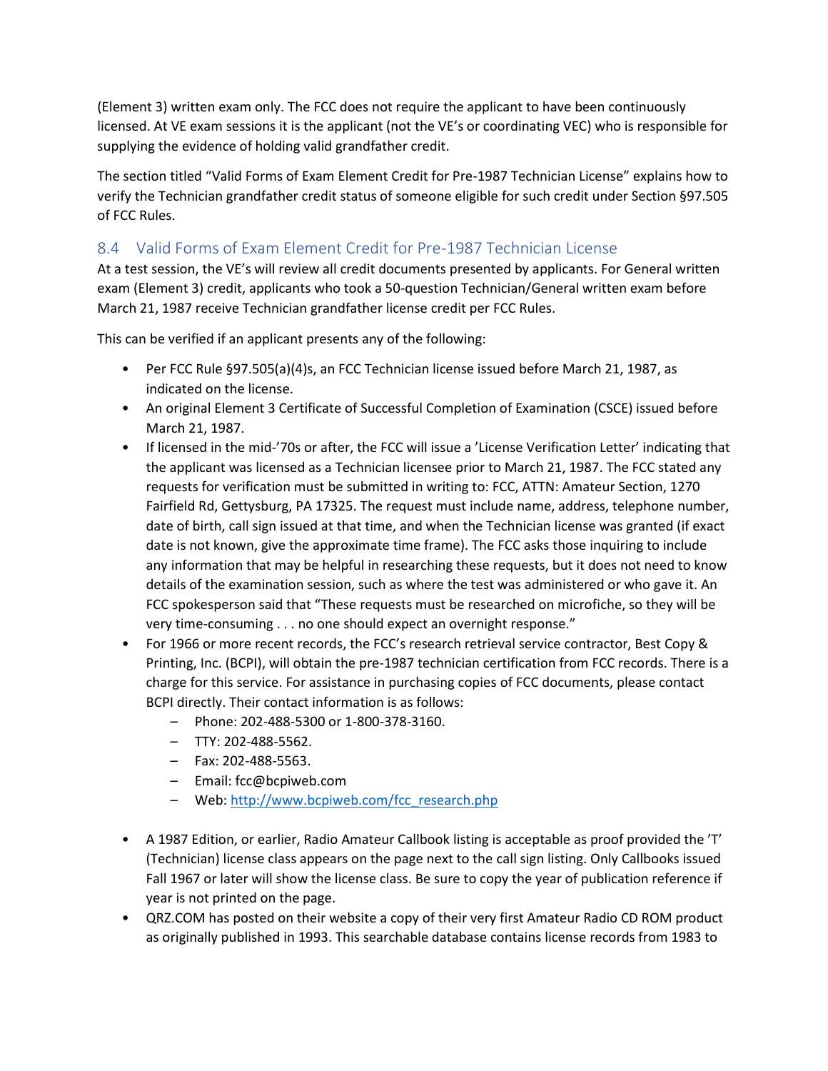(Element 3) written exam only. The FCC does not require the applicant to have been continuously licensed. At VE exam sessions it is the applicant (not the VE's or coordinating VEC) who is responsible for supplying the evidence of holding valid grandfather credit.

The section titled "Valid Forms of Exam Element Credit for Pre-1987 Technician License" explains how to verify the Technician grandfather credit status of someone eligible for such credit under Section §97.505 of FCC Rules.

## 8.4 Valid Forms of Exam Element Credit for Pre-1987 Technician License

At a test session, the VE's will review all credit documents presented by applicants. For General written exam (Element 3) credit, applicants who took a 50-question Technician/General written exam before March 21, 1987 receive Technician grandfather license credit per FCC Rules.

This can be verified if an applicant presents any of the following:

- Per FCC Rule §97.505(a)(4)s, an FCC Technician license issued before March 21, 1987, as indicated on the license.
- An original Element 3 Certificate of Successful Completion of Examination (CSCE) issued before March 21, 1987.
- If licensed in the mid-'70s or after, the FCC will issue a 'License Verification Letter' indicating that the applicant was licensed as a Technician licensee prior to March 21, 1987. The FCC stated any requests for verification must be submitted in writing to: FCC, ATTN: Amateur Section, 1270 Fairfield Rd, Gettysburg, PA 17325. The request must include name, address, telephone number, date of birth, call sign issued at that time, and when the Technician license was granted (if exact date is not known, give the approximate time frame). The FCC asks those inquiring to include any information that may be helpful in researching these requests, but it does not need to know details of the examination session, such as where the test was administered or who gave it. An FCC spokesperson said that "These requests must be researched on microfiche, so they will be very time-consuming . . . no one should expect an overnight response."
- For 1966 or more recent records, the FCC's research retrieval service contractor, Best Copy & Printing, Inc. (BCPI), will obtain the pre-1987 technician certification from FCC records. There is a charge for this service. For assistance in purchasing copies of FCC documents, please contact BCPI directly. Their contact information is as follows:
  - Phone: 202-488-5300 or 1-800-378-3160.
  - TTY: 202-488-5562.
  - Fax: 202-488-5563.
  - Email: fcc@bcpiweb.com
  - Web: [http://www.bcpiweb.com/fcc_research.php](http://www.bcpiweb.com/fcc_research.php)
- A 1987 Edition, or earlier, Radio Amateur Callbook listing is acceptable as proof provided the 'T' (Technician) license class appears on the page next to the call sign listing. Only Callbooks issued Fall 1967 or later will show the license class. Be sure to copy the year of publication reference if year is not printed on the page.
- QRZ.COM has posted on their website a copy of their very first Amateur Radio CD ROM product as originally published in 1993. This searchable database contains license records from 1983 to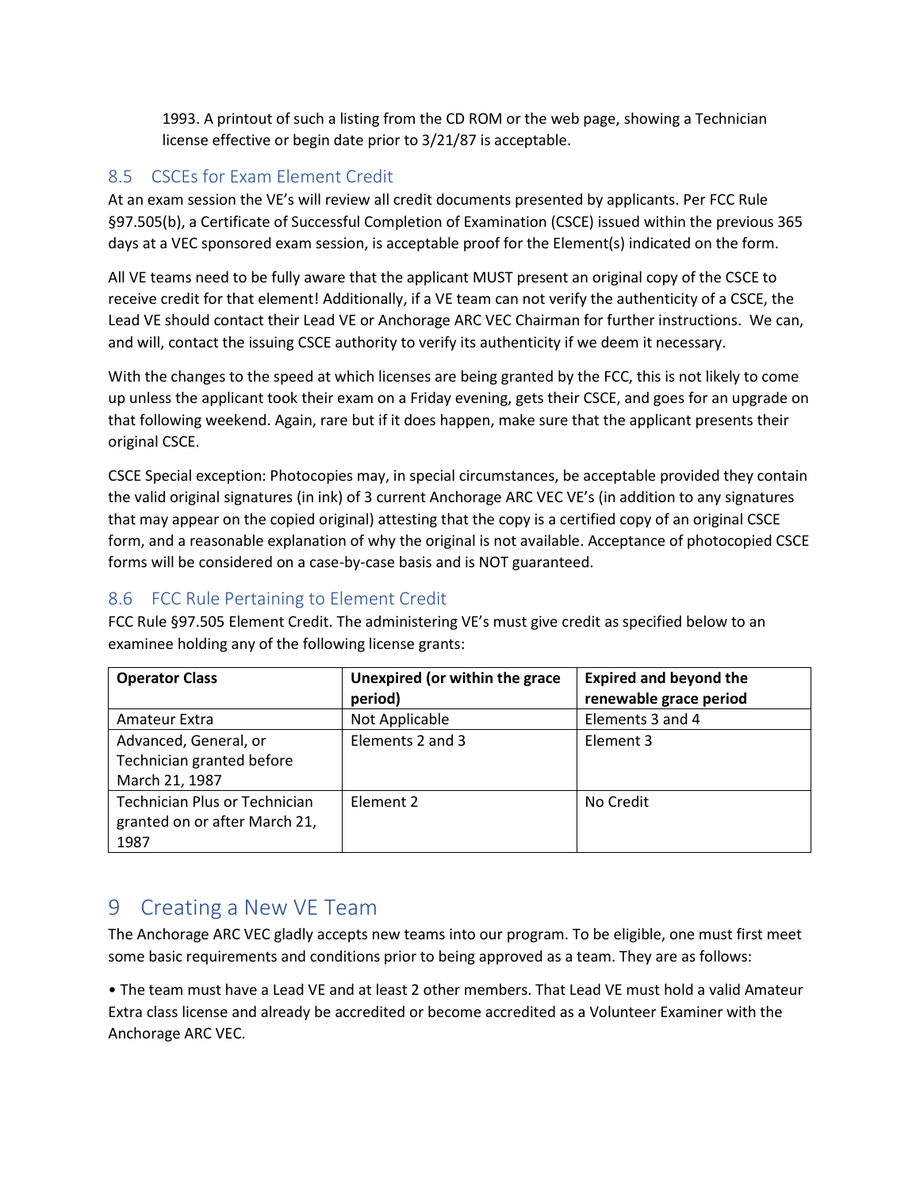1993. A printout of such a listing from the CD ROM or the web page, showing a Technician license effective or begin date prior to 3/21/87 is acceptable.

## 8.5 CSCEs for Exam Element Credit

At an exam session the VE's will review all credit documents presented by applicants. Per FCC Rule §97.505(b), a Certificate of Successful Completion of Examination (CSCE) issued within the previous 365 days at a VEC sponsored exam session, is acceptable proof for the Element(s) indicated on the form.

All VE teams need to be fully aware that the applicant MUST present an original copy of the CSCE to receive credit for that element! Additionally, if a VE team can not verify the authenticity of a CSCE, the Lead VE should contact their Lead VE or Anchorage ARC VEC Chairman for further instructions. We can, and will, contact the issuing CSCE authority to verify its authenticity if we deem it necessary.

With the changes to the speed at which licenses are being granted by the FCC, this is not likely to come up unless the applicant took their exam on a Friday evening, gets their CSCE, and goes for an upgrade on that following weekend. Again, rare but if it does happen, make sure that the applicant presents their original CSCE.

CSCE Special exception: Photocopies may, in special circumstances, be acceptable provided they contain the valid original signatures (in ink) of 3 current Anchorage ARC VEC VE's (in addition to any signatures that may appear on the copied original) attesting that the copy is a certified copy of an original CSCE form, and a reasonable explanation of why the original is not available. Acceptance of photocopied CSCE forms will be considered on a case-by-case basis and is NOT guaranteed.

## 8.6 FCC Rule Pertaining to Element Credit

FCC Rule §97.505 Element Credit. The administering VE's must give credit as specified below to an examinee holding any of the following license grants:

| **Operator Class** | **Unexpired (or within the grace period)** | **Expired and beyond the renewable grace period** |
|---|---|---|
| Amateur Extra | Not Applicable | Elements 3 and 4 |
| Advanced, General, or Technician granted before March 21, 1987 | Elements 2 and 3 | Element 3 |
| Technician Plus or Technician granted on or after March 21, 1987 | Element 2 | No Credit |

# 9 Creating a New VE Team

The Anchorage ARC VEC gladly accepts new teams into our program. To be eligible, one must first meet some basic requirements and conditions prior to being approved as a team. They are as follows:

• The team must have a Lead VE and at least 2 other members. That Lead VE must hold a valid Amateur Extra class license and already be accredited or become accredited as a Volunteer Examiner with the Anchorage ARC VEC.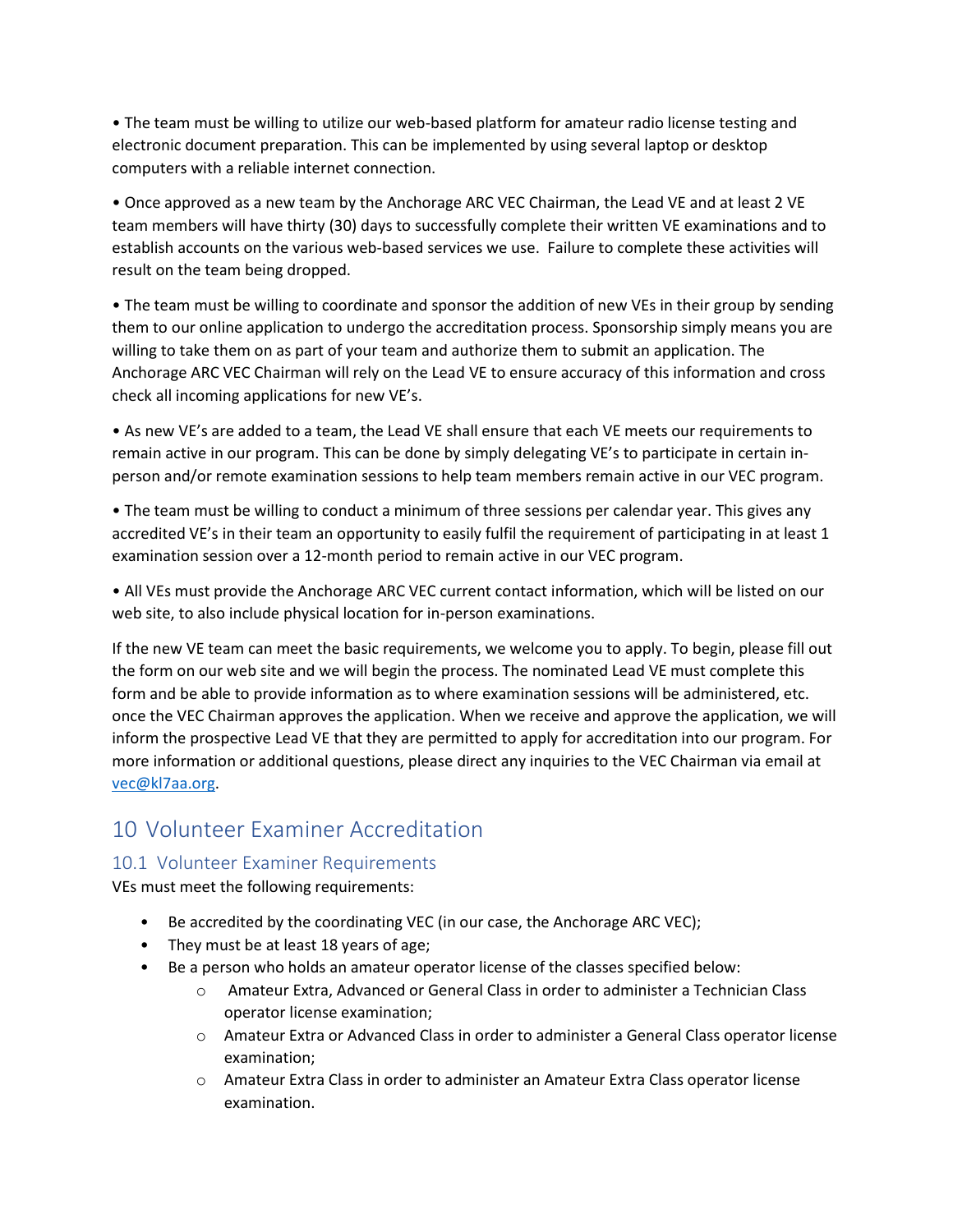• The team must be willing to utilize our web-based platform for amateur radio license testing and electronic document preparation. This can be implemented by using several laptop or desktop computers with a reliable internet connection.

• Once approved as a new team by the Anchorage ARC VEC Chairman, the Lead VE and at least 2 VE team members will have thirty (30) days to successfully complete their written VE examinations and to establish accounts on the various web-based services we use. Failure to complete these activities will result on the team being dropped.

• The team must be willing to coordinate and sponsor the addition of new VEs in their group by sending them to our online application to undergo the accreditation process. Sponsorship simply means you are willing to take them on as part of your team and authorize them to submit an application. The Anchorage ARC VEC Chairman will rely on the Lead VE to ensure accuracy of this information and cross check all incoming applications for new VE's.

• As new VE's are added to a team, the Lead VE shall ensure that each VE meets our requirements to remain active in our program. This can be done by simply delegating VE's to participate in certain in-person and/or remote examination sessions to help team members remain active in our VEC program.

• The team must be willing to conduct a minimum of three sessions per calendar year. This gives any accredited VE's in their team an opportunity to easily fulfil the requirement of participating in at least 1 examination session over a 12-month period to remain active in our VEC program.

• All VEs must provide the Anchorage ARC VEC current contact information, which will be listed on our web site, to also include physical location for in-person examinations.

If the new VE team can meet the basic requirements, we welcome you to apply. To begin, please fill out the form on our web site and we will begin the process. The nominated Lead VE must complete this form and be able to provide information as to where examination sessions will be administered, etc. once the VEC Chairman approves the application. When we receive and approve the application, we will inform the prospective Lead VE that they are permitted to apply for accreditation into our program. For more information or additional questions, please direct any inquiries to the VEC Chairman via email at vec@kl7aa.org.

# 10 Volunteer Examiner Accreditation

## 10.1 Volunteer Examiner Requirements

VEs must meet the following requirements:

- Be accredited by the coordinating VEC (in our case, the Anchorage ARC VEC);
- They must be at least 18 years of age;
- Be a person who holds an amateur operator license of the classes specified below:
  - Amateur Extra, Advanced or General Class in order to administer a Technician Class operator license examination;
  - Amateur Extra or Advanced Class in order to administer a General Class operator license examination;
  - Amateur Extra Class in order to administer an Amateur Extra Class operator license examination.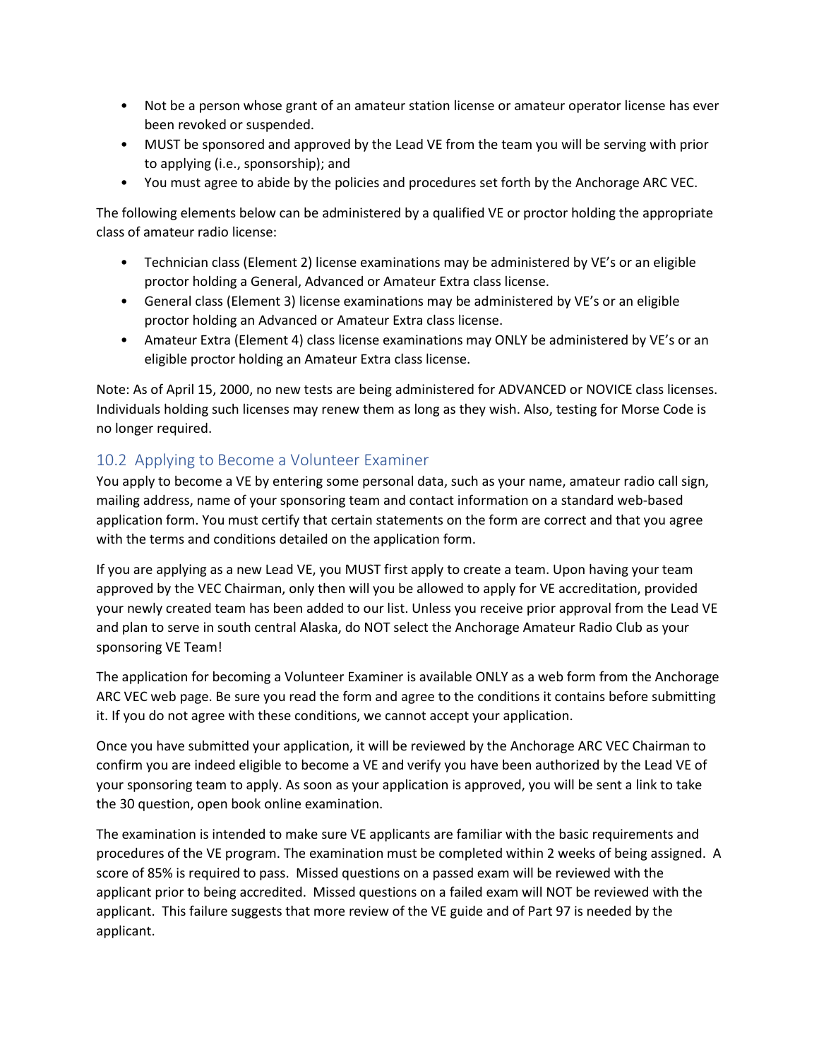- Not be a person whose grant of an amateur station license or amateur operator license has ever been revoked or suspended.
- MUST be sponsored and approved by the Lead VE from the team you will be serving with prior to applying (i.e., sponsorship); and
- You must agree to abide by the policies and procedures set forth by the Anchorage ARC VEC.

The following elements below can be administered by a qualified VE or proctor holding the appropriate class of amateur radio license:

- Technician class (Element 2) license examinations may be administered by VE's or an eligible proctor holding a General, Advanced or Amateur Extra class license.
- General class (Element 3) license examinations may be administered by VE's or an eligible proctor holding an Advanced or Amateur Extra class license.
- Amateur Extra (Element 4) class license examinations may ONLY be administered by VE's or an eligible proctor holding an Amateur Extra class license.

Note: As of April 15, 2000, no new tests are being administered for ADVANCED or NOVICE class licenses. Individuals holding such licenses may renew them as long as they wish. Also, testing for Morse Code is no longer required.

## 10.2 Applying to Become a Volunteer Examiner

You apply to become a VE by entering some personal data, such as your name, amateur radio call sign, mailing address, name of your sponsoring team and contact information on a standard web-based application form. You must certify that certain statements on the form are correct and that you agree with the terms and conditions detailed on the application form.

If you are applying as a new Lead VE, you MUST first apply to create a team. Upon having your team approved by the VEC Chairman, only then will you be allowed to apply for VE accreditation, provided your newly created team has been added to our list. Unless you receive prior approval from the Lead VE and plan to serve in south central Alaska, do NOT select the Anchorage Amateur Radio Club as your sponsoring VE Team!

The application for becoming a Volunteer Examiner is available ONLY as a web form from the Anchorage ARC VEC web page. Be sure you read the form and agree to the conditions it contains before submitting it. If you do not agree with these conditions, we cannot accept your application.

Once you have submitted your application, it will be reviewed by the Anchorage ARC VEC Chairman to confirm you are indeed eligible to become a VE and verify you have been authorized by the Lead VE of your sponsoring team to apply. As soon as your application is approved, you will be sent a link to take the 30 question, open book online examination.

The examination is intended to make sure VE applicants are familiar with the basic requirements and procedures of the VE program. The examination must be completed within 2 weeks of being assigned. A score of 85% is required to pass. Missed questions on a passed exam will be reviewed with the applicant prior to being accredited. Missed questions on a failed exam will NOT be reviewed with the applicant. This failure suggests that more review of the VE guide and of Part 97 is needed by the applicant.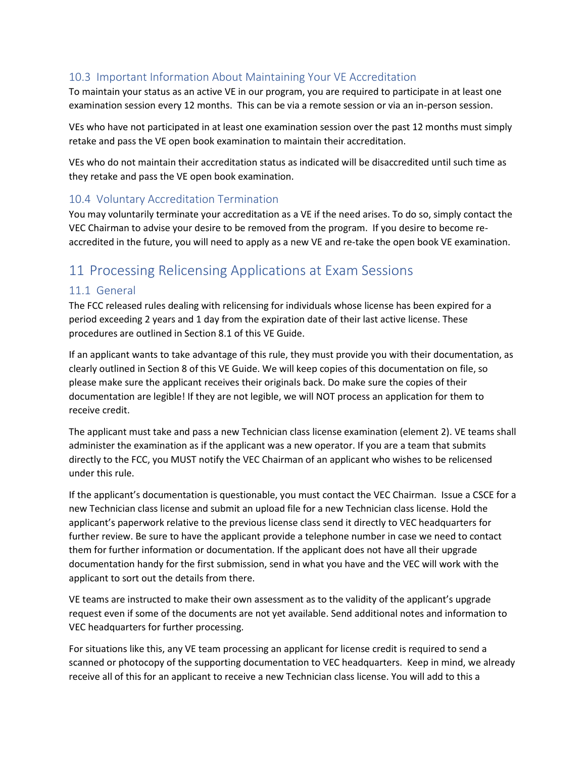### 10.3 Important Information About Maintaining Your VE Accreditation

To maintain your status as an active VE in our program, you are required to participate in at least one examination session every 12 months. This can be via a remote session or via an in-person session.

VEs who have not participated in at least one examination session over the past 12 months must simply retake and pass the VE open book examination to maintain their accreditation.

VEs who do not maintain their accreditation status as indicated will be disaccredited until such time as they retake and pass the VE open book examination.

### 10.4 Voluntary Accreditation Termination

You may voluntarily terminate your accreditation as a VE if the need arises. To do so, simply contact the VEC Chairman to advise your desire to be removed from the program. If you desire to become re-accredited in the future, you will need to apply as a new VE and re-take the open book VE examination.

## 11 Processing Relicensing Applications at Exam Sessions

### 11.1 General

The FCC released rules dealing with relicensing for individuals whose license has been expired for a period exceeding 2 years and 1 day from the expiration date of their last active license. These procedures are outlined in Section 8.1 of this VE Guide.

If an applicant wants to take advantage of this rule, they must provide you with their documentation, as clearly outlined in Section 8 of this VE Guide. We will keep copies of this documentation on file, so please make sure the applicant receives their originals back. Do make sure the copies of their documentation are legible! If they are not legible, we will NOT process an application for them to receive credit.

The applicant must take and pass a new Technician class license examination (element 2). VE teams shall administer the examination as if the applicant was a new operator. If you are a team that submits directly to the FCC, you MUST notify the VEC Chairman of an applicant who wishes to be relicensed under this rule.

If the applicant's documentation is questionable, you must contact the VEC Chairman. Issue a CSCE for a new Technician class license and submit an upload file for a new Technician class license. Hold the applicant's paperwork relative to the previous license class send it directly to VEC headquarters for further review. Be sure to have the applicant provide a telephone number in case we need to contact them for further information or documentation. If the applicant does not have all their upgrade documentation handy for the first submission, send in what you have and the VEC will work with the applicant to sort out the details from there.

VE teams are instructed to make their own assessment as to the validity of the applicant's upgrade request even if some of the documents are not yet available. Send additional notes and information to VEC headquarters for further processing.

For situations like this, any VE team processing an applicant for license credit is required to send a scanned or photocopy of the supporting documentation to VEC headquarters. Keep in mind, we already receive all of this for an applicant to receive a new Technician class license. You will add to this a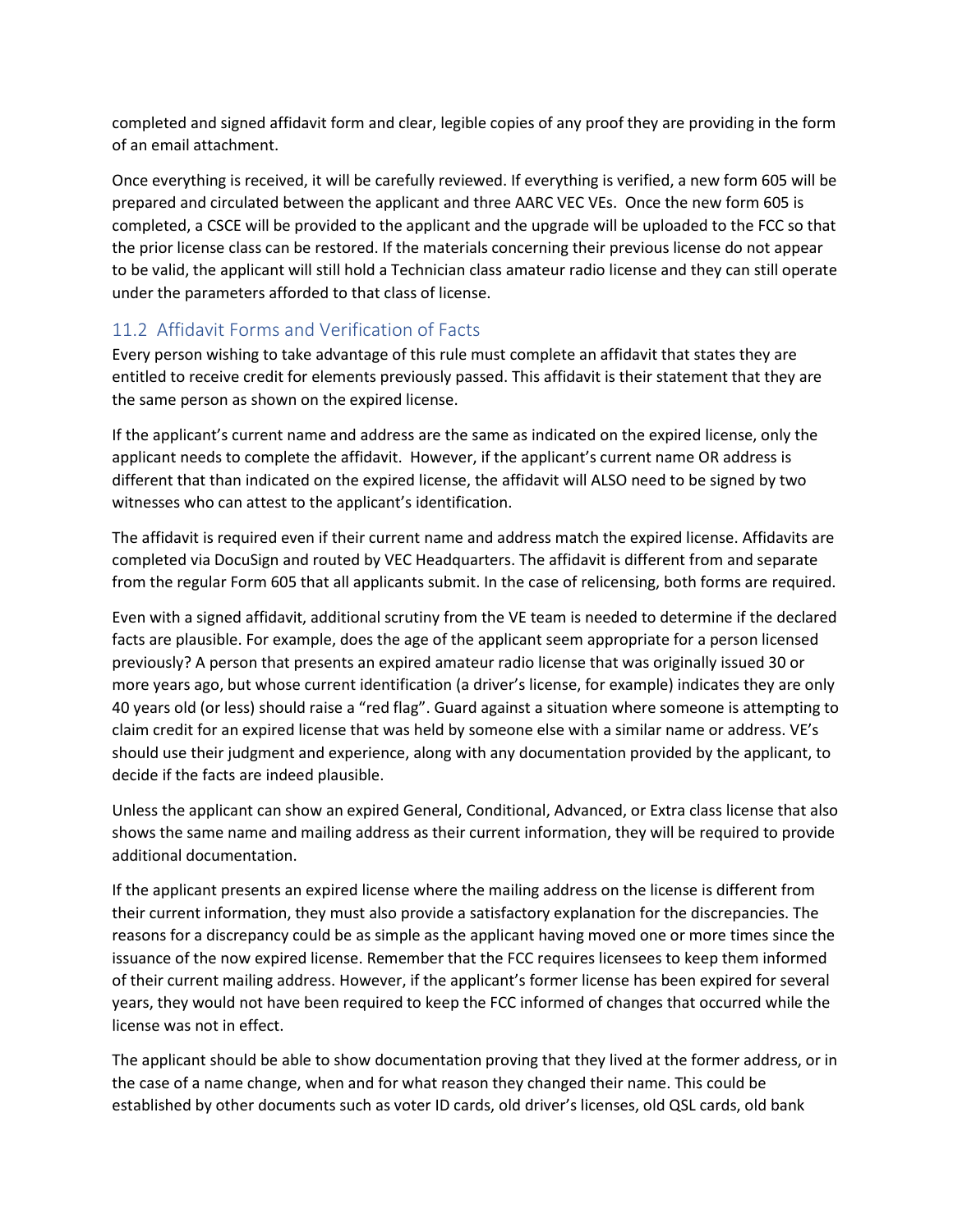completed and signed affidavit form and clear, legible copies of any proof they are providing in the form of an email attachment.

Once everything is received, it will be carefully reviewed. If everything is verified, a new form 605 will be prepared and circulated between the applicant and three AARC VEC VEs. Once the new form 605 is completed, a CSCE will be provided to the applicant and the upgrade will be uploaded to the FCC so that the prior license class can be restored. If the materials concerning their previous license do not appear to be valid, the applicant will still hold a Technician class amateur radio license and they can still operate under the parameters afforded to that class of license.

## 11.2 Affidavit Forms and Verification of Facts

Every person wishing to take advantage of this rule must complete an affidavit that states they are entitled to receive credit for elements previously passed. This affidavit is their statement that they are the same person as shown on the expired license.

If the applicant's current name and address are the same as indicated on the expired license, only the applicant needs to complete the affidavit. However, if the applicant's current name OR address is different that than indicated on the expired license, the affidavit will ALSO need to be signed by two witnesses who can attest to the applicant's identification.

The affidavit is required even if their current name and address match the expired license. Affidavits are completed via DocuSign and routed by VEC Headquarters. The affidavit is different from and separate from the regular Form 605 that all applicants submit. In the case of relicensing, both forms are required.

Even with a signed affidavit, additional scrutiny from the VE team is needed to determine if the declared facts are plausible. For example, does the age of the applicant seem appropriate for a person licensed previously? A person that presents an expired amateur radio license that was originally issued 30 or more years ago, but whose current identification (a driver's license, for example) indicates they are only 40 years old (or less) should raise a "red flag". Guard against a situation where someone is attempting to claim credit for an expired license that was held by someone else with a similar name or address. VE's should use their judgment and experience, along with any documentation provided by the applicant, to decide if the facts are indeed plausible.

Unless the applicant can show an expired General, Conditional, Advanced, or Extra class license that also shows the same name and mailing address as their current information, they will be required to provide additional documentation.

If the applicant presents an expired license where the mailing address on the license is different from their current information, they must also provide a satisfactory explanation for the discrepancies. The reasons for a discrepancy could be as simple as the applicant having moved one or more times since the issuance of the now expired license. Remember that the FCC requires licensees to keep them informed of their current mailing address. However, if the applicant's former license has been expired for several years, they would not have been required to keep the FCC informed of changes that occurred while the license was not in effect.

The applicant should be able to show documentation proving that they lived at the former address, or in the case of a name change, when and for what reason they changed their name. This could be established by other documents such as voter ID cards, old driver's licenses, old QSL cards, old bank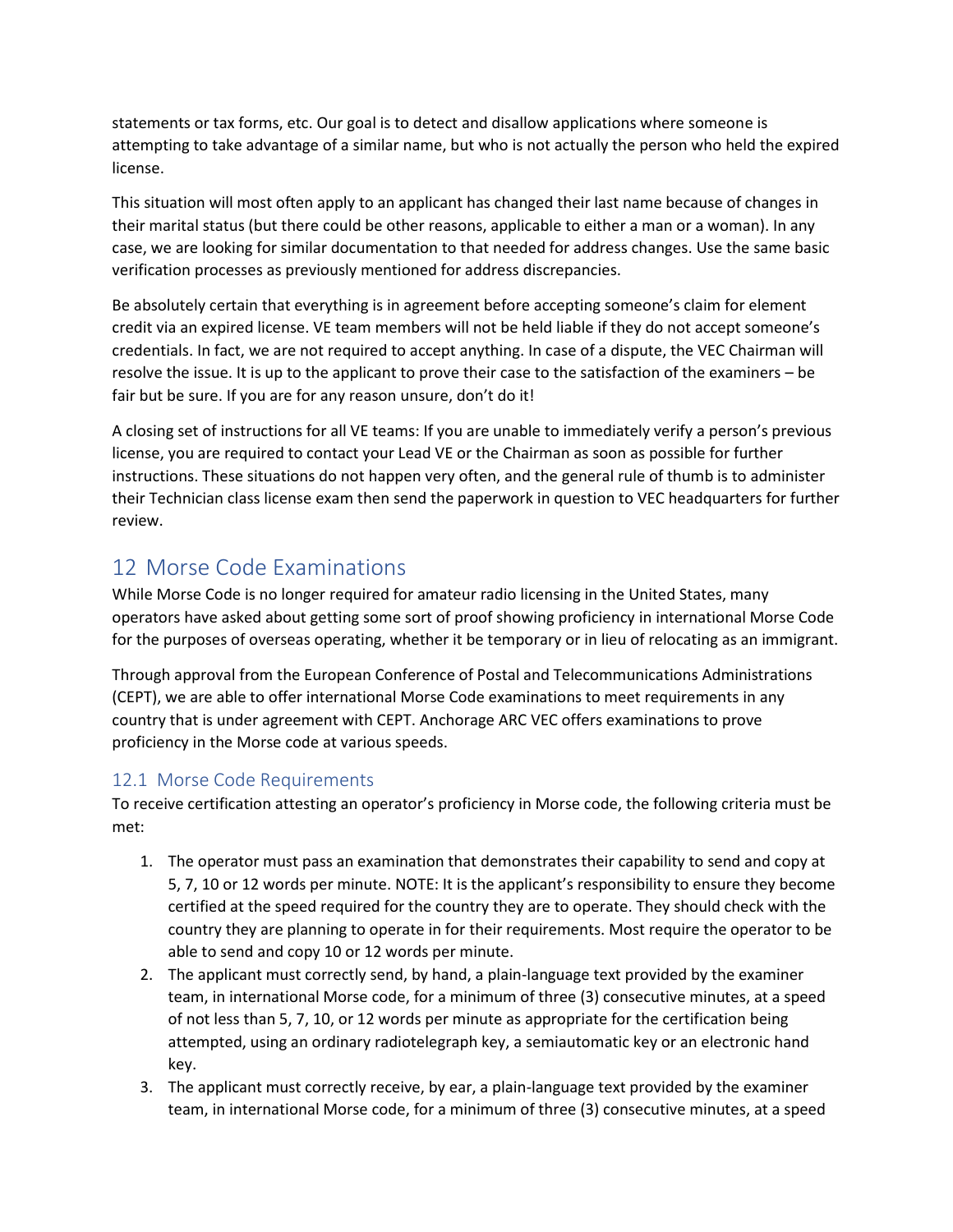statements or tax forms, etc. Our goal is to detect and disallow applications where someone is attempting to take advantage of a similar name, but who is not actually the person who held the expired license.

This situation will most often apply to an applicant has changed their last name because of changes in their marital status (but there could be other reasons, applicable to either a man or a woman). In any case, we are looking for similar documentation to that needed for address changes. Use the same basic verification processes as previously mentioned for address discrepancies.

Be absolutely certain that everything is in agreement before accepting someone's claim for element credit via an expired license. VE team members will not be held liable if they do not accept someone's credentials. In fact, we are not required to accept anything. In case of a dispute, the VEC Chairman will resolve the issue. It is up to the applicant to prove their case to the satisfaction of the examiners – be fair but be sure. If you are for any reason unsure, don't do it!

A closing set of instructions for all VE teams: If you are unable to immediately verify a person's previous license, you are required to contact your Lead VE or the Chairman as soon as possible for further instructions. These situations do not happen very often, and the general rule of thumb is to administer their Technician class license exam then send the paperwork in question to VEC headquarters for further review.

## 12 Morse Code Examinations

While Morse Code is no longer required for amateur radio licensing in the United States, many operators have asked about getting some sort of proof showing proficiency in international Morse Code for the purposes of overseas operating, whether it be temporary or in lieu of relocating as an immigrant.

Through approval from the European Conference of Postal and Telecommunications Administrations (CEPT), we are able to offer international Morse Code examinations to meet requirements in any country that is under agreement with CEPT. Anchorage ARC VEC offers examinations to prove proficiency in the Morse code at various speeds.

### 12.1 Morse Code Requirements

To receive certification attesting an operator's proficiency in Morse code, the following criteria must be met:

1. The operator must pass an examination that demonstrates their capability to send and copy at 5, 7, 10 or 12 words per minute. NOTE: It is the applicant's responsibility to ensure they become certified at the speed required for the country they are to operate. They should check with the country they are planning to operate in for their requirements. Most require the operator to be able to send and copy 10 or 12 words per minute.
2. The applicant must correctly send, by hand, a plain-language text provided by the examiner team, in international Morse code, for a minimum of three (3) consecutive minutes, at a speed of not less than 5, 7, 10, or 12 words per minute as appropriate for the certification being attempted, using an ordinary radiotelegraph key, a semiautomatic key or an electronic hand key.
3. The applicant must correctly receive, by ear, a plain-language text provided by the examiner team, in international Morse code, for a minimum of three (3) consecutive minutes, at a speed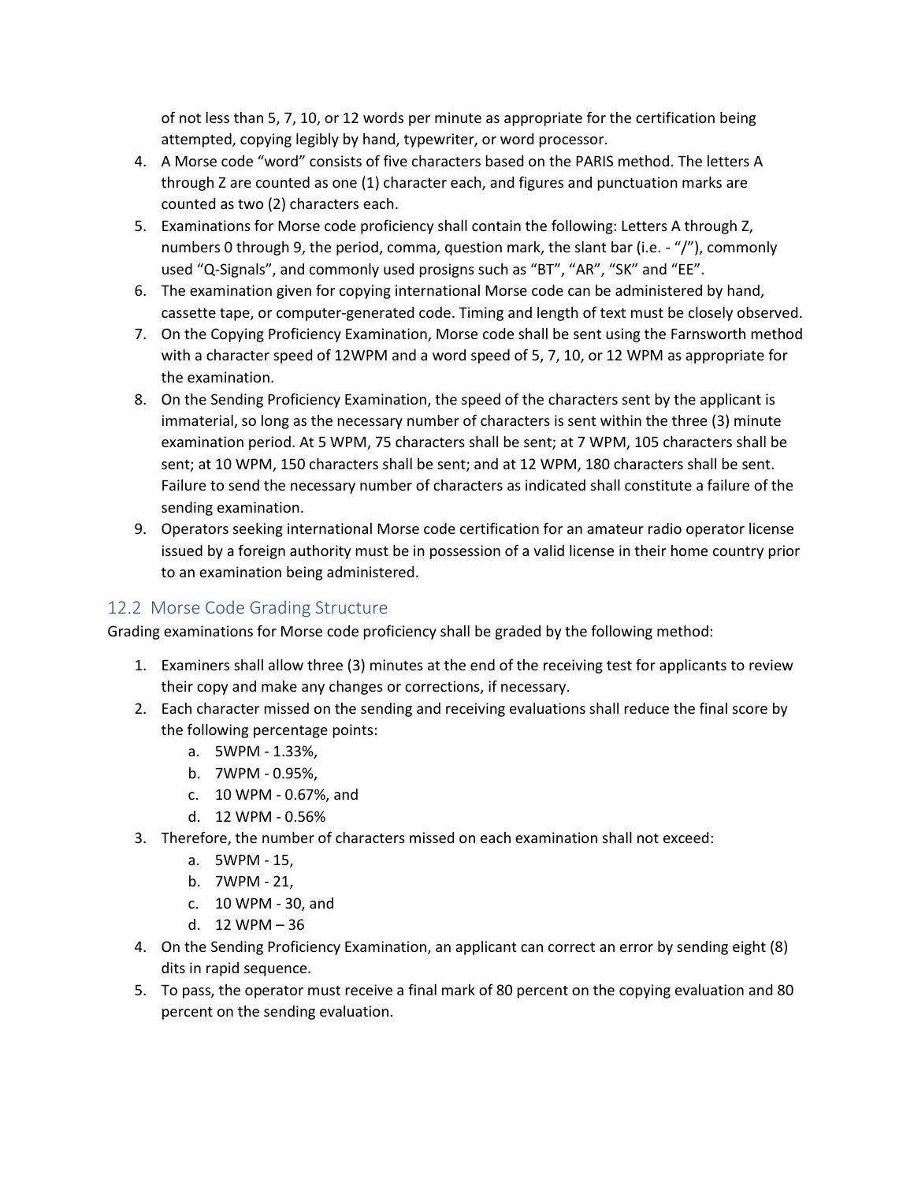of not less than 5, 7, 10, or 12 words per minute as appropriate for the certification being attempted, copying legibly by hand, typewriter, or word processor.

4. A Morse code “word” consists of five characters based on the PARIS method. The letters A through Z are counted as one (1) character each, and figures and punctuation marks are counted as two (2) characters each.
5. Examinations for Morse code proficiency shall contain the following: Letters A through Z, numbers 0 through 9, the period, comma, question mark, the slant bar (i.e. - “/”), commonly used “Q-Signals”, and commonly used prosigns such as “BT”, “AR”, “SK” and “EE”.
6. The examination given for copying international Morse code can be administered by hand, cassette tape, or computer-generated code. Timing and length of text must be closely observed.
7. On the Copying Proficiency Examination, Morse code shall be sent using the Farnsworth method with a character speed of 12WPM and a word speed of 5, 7, 10, or 12 WPM as appropriate for the examination.
8. On the Sending Proficiency Examination, the speed of the characters sent by the applicant is immaterial, so long as the necessary number of characters is sent within the three (3) minute examination period. At 5 WPM, 75 characters shall be sent; at 7 WPM, 105 characters shall be sent; at 10 WPM, 150 characters shall be sent; and at 12 WPM, 180 characters shall be sent. Failure to send the necessary number of characters as indicated shall constitute a failure of the sending examination.
9. Operators seeking international Morse code certification for an amateur radio operator license issued by a foreign authority must be in possession of a valid license in their home country prior to an examination being administered.

## 12.2 Morse Code Grading Structure

Grading examinations for Morse code proficiency shall be graded by the following method:

1. Examiners shall allow three (3) minutes at the end of the receiving test for applicants to review their copy and make any changes or corrections, if necessary.
2. Each character missed on the sending and receiving evaluations shall reduce the final score by the following percentage points:
   a. 5WPM - 1.33%,
   b. 7WPM - 0.95%,
   c. 10 WPM - 0.67%, and
   d. 12 WPM - 0.56%
3. Therefore, the number of characters missed on each examination shall not exceed:
   a. 5WPM - 15,
   b. 7WPM - 21,
   c. 10 WPM - 30, and
   d. 12 WPM – 36
4. On the Sending Proficiency Examination, an applicant can correct an error by sending eight (8) dits in rapid sequence.
5. To pass, the operator must receive a final mark of 80 percent on the copying evaluation and 80 percent on the sending evaluation.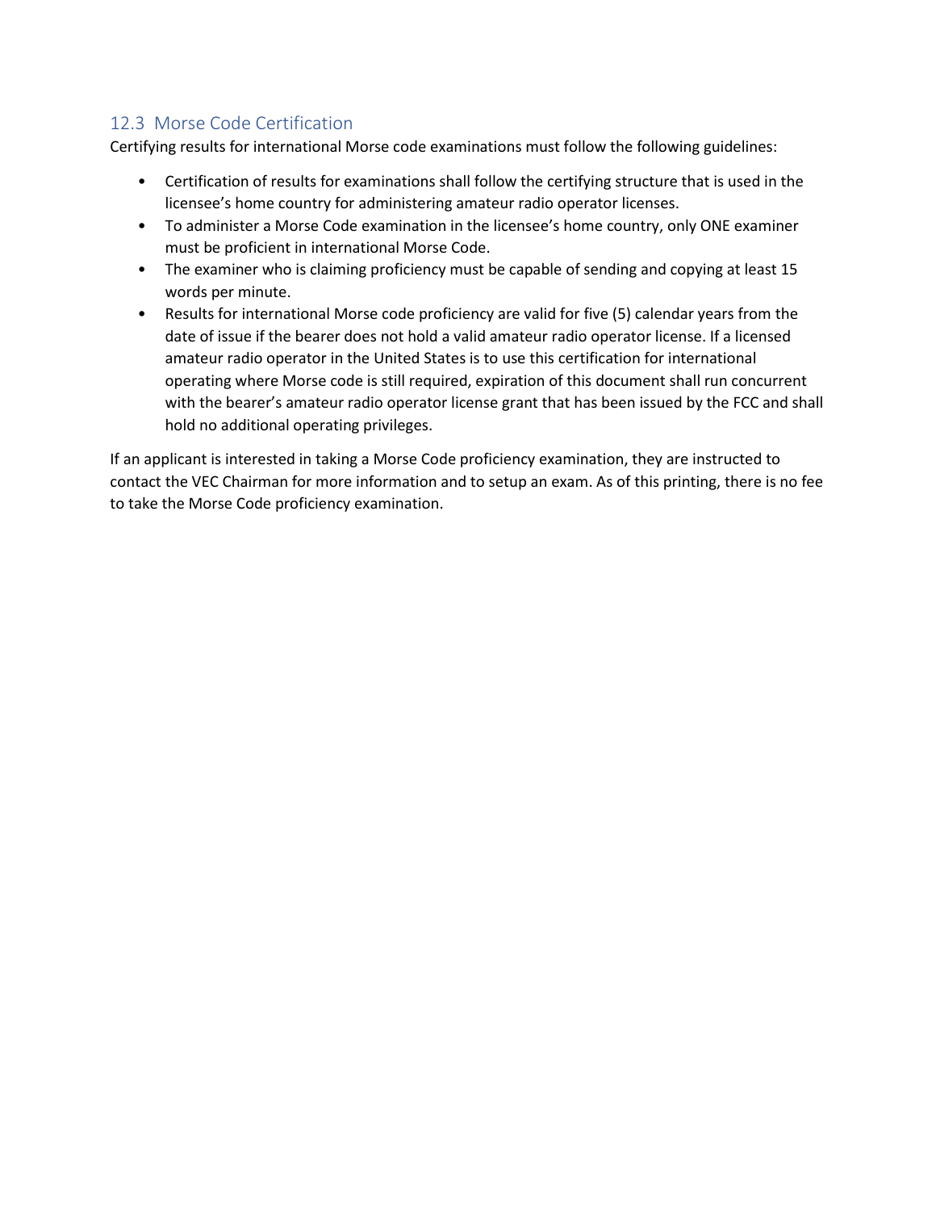## 12.3 Morse Code Certification

Certifying results for international Morse code examinations must follow the following guidelines:

- Certification of results for examinations shall follow the certifying structure that is used in the licensee's home country for administering amateur radio operator licenses.
- To administer a Morse Code examination in the licensee's home country, only ONE examiner must be proficient in international Morse Code.
- The examiner who is claiming proficiency must be capable of sending and copying at least 15 words per minute.
- Results for international Morse code proficiency are valid for five (5) calendar years from the date of issue if the bearer does not hold a valid amateur radio operator license. If a licensed amateur radio operator in the United States is to use this certification for international operating where Morse code is still required, expiration of this document shall run concurrent with the bearer's amateur radio operator license grant that has been issued by the FCC and shall hold no additional operating privileges.

If an applicant is interested in taking a Morse Code proficiency examination, they are instructed to contact the VEC Chairman for more information and to setup an exam. As of this printing, there is no fee to take the Morse Code proficiency examination.